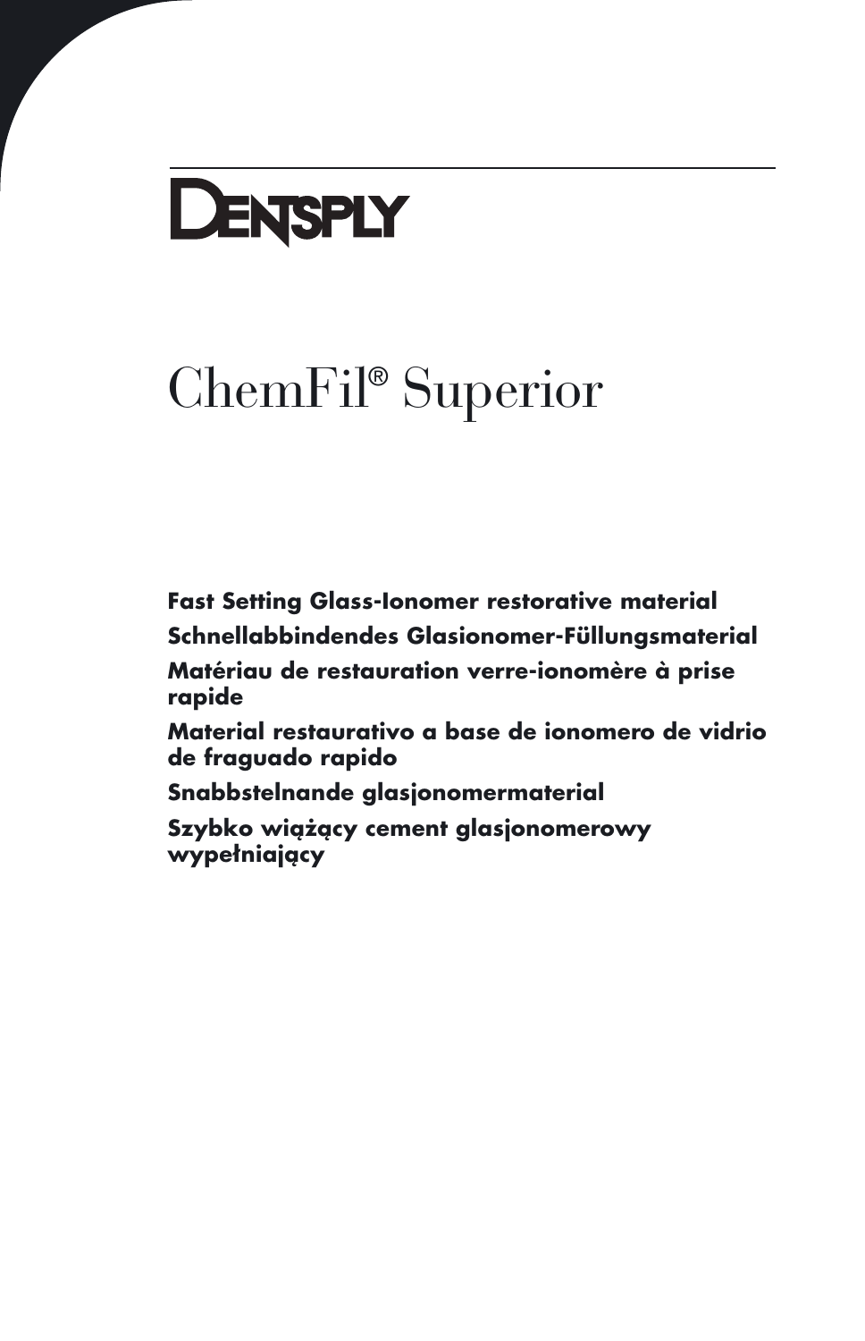DENTSPLY

# ChemFil® Superior

**Fast Setting Glass-Ionomer restorative material**

**Schnellabbindendes Glasionomer-Füllungsmaterial**

**Matériau de restauration verre-ionomère à prise rapide**

**Material restaurativo a base de ionomero de vidrio de fraguado rapido**

**Snabbstelnande glasjonomermaterial**

**Szybko wiążący cement glasjonomerowy wypełniający**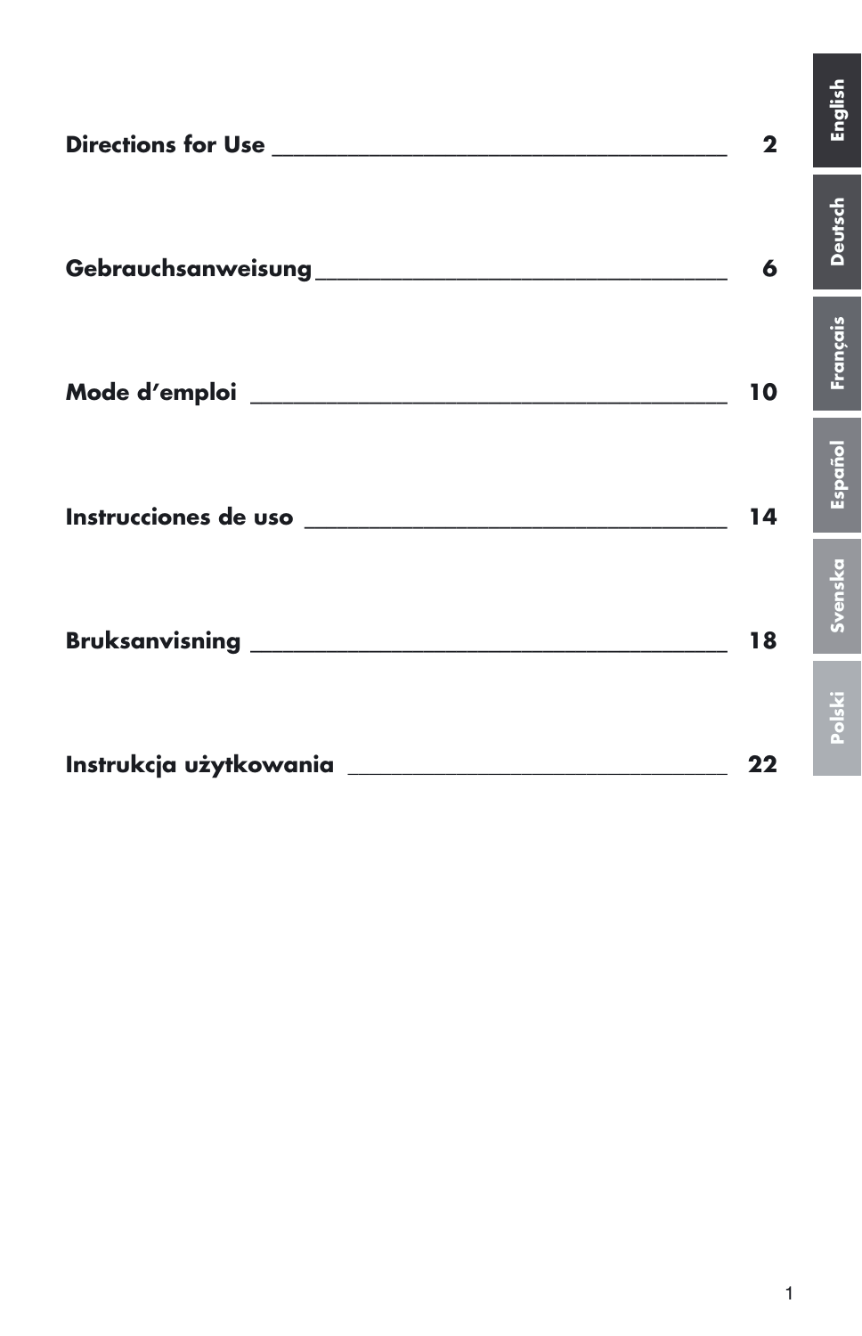| | |
|---|---|
| **Directions for Use** | **2** |
| **Gebrauchsanweisung** | **6** |
| **Mode d'emploi** | **10** |
| **Instrucciones de uso** | **14** |
| **Bruksanvisning** | **18** |
| **Instrukcja użytkowania** | **22** |

English

Deutsch

Français

Español

Svenska

Polski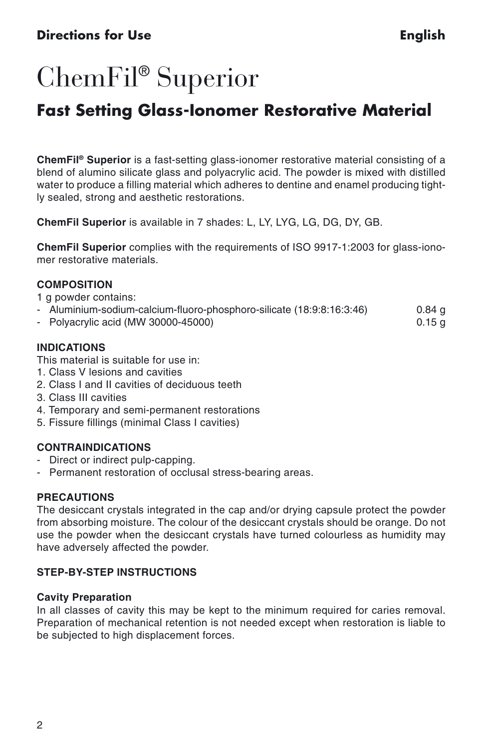**Directions for Use** **English**

# ChemFil® Superior

## Fast Setting Glass-Ionomer Restorative Material

**ChemFil® Superior** is a fast-setting glass-ionomer restorative material consisting of a blend of alumino silicate glass and polyacrylic acid. The powder is mixed with distilled water to produce a filling material which adheres to dentine and enamel producing tightly sealed, strong and aesthetic restorations.

**ChemFil Superior** is available in 7 shades: L, LY, LYG, LG, DG, DY, GB.

**ChemFil Superior** complies with the requirements of ISO 9917-1:2003 for glass-ionomer restorative materials.

### COMPOSITION

1 g powder contains:

- Aluminium-sodium-calcium-fluoro-phosphoro-silicate (18:9:8:16:3:46) 0.84 g
- Polyacrylic acid (MW 30000-45000) 0.15 g

### INDICATIONS

This material is suitable for use in:

1. Class V lesions and cavities
2. Class I and II cavities of deciduous teeth
3. Class III cavities
4. Temporary and semi-permanent restorations
5. Fissure fillings (minimal Class I cavities)

### CONTRAINDICATIONS

- Direct or indirect pulp-capping.
- Permanent restoration of occlusal stress-bearing areas.

### PRECAUTIONS

The desiccant crystals integrated in the cap and/or drying capsule protect the powder from absorbing moisture. The colour of the desiccant crystals should be orange. Do not use the powder when the desiccant crystals have turned colourless as humidity may have adversely affected the powder.

### STEP-BY-STEP INSTRUCTIONS

#### Cavity Preparation

In all classes of cavity this may be kept to the minimum required for caries removal. Preparation of mechanical retention is not needed except when restoration is liable to be subjected to high displacement forces.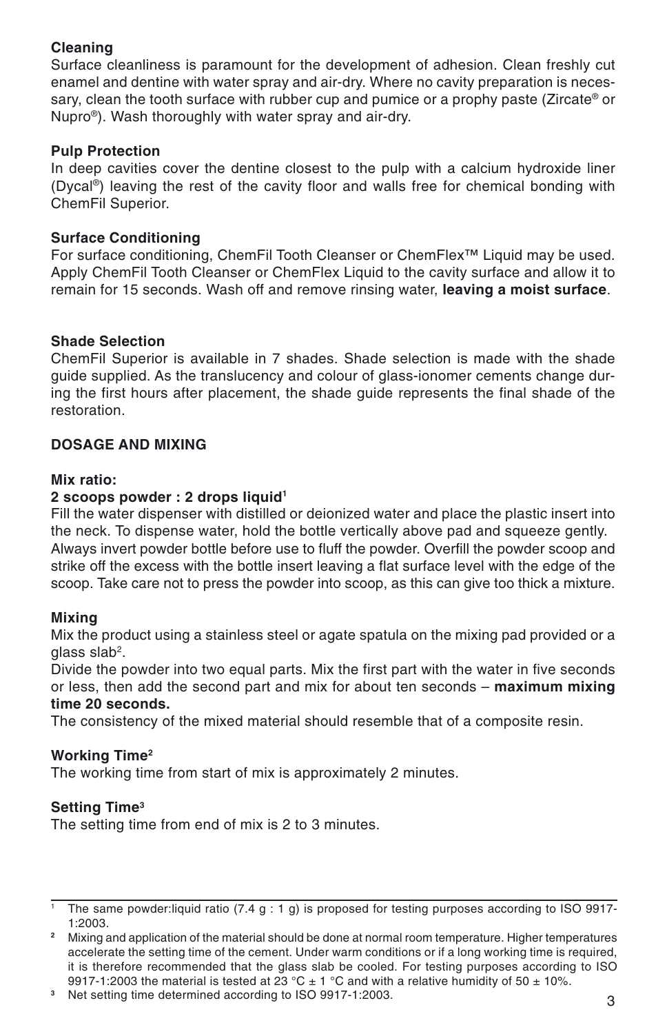### Cleaning

Surface cleanliness is paramount for the development of adhesion. Clean freshly cut enamel and dentine with water spray and air-dry. Where no cavity preparation is necessary, clean the tooth surface with rubber cup and pumice or a prophy paste (Zircate® or Nupro®). Wash thoroughly with water spray and air-dry.

### Pulp Protection

In deep cavities cover the dentine closest to the pulp with a calcium hydroxide liner (Dycal®) leaving the rest of the cavity floor and walls free for chemical bonding with ChemFil Superior.

### Surface Conditioning

For surface conditioning, ChemFil Tooth Cleanser or ChemFlex™ Liquid may be used. Apply ChemFil Tooth Cleanser or ChemFlex Liquid to the cavity surface and allow it to remain for 15 seconds. Wash off and remove rinsing water, **leaving a moist surface**.

### Shade Selection

ChemFil Superior is available in 7 shades. Shade selection is made with the shade guide supplied. As the translucency and colour of glass-ionomer cements change during the first hours after placement, the shade guide represents the final shade of the restoration.

## DOSAGE AND MIXING

### Mix ratio:

**2 scoops powder : 2 drops liquid**[1]

Fill the water dispenser with distilled or deionized water and place the plastic insert into the neck. To dispense water, hold the bottle vertically above pad and squeeze gently. Always invert powder bottle before use to fluff the powder. Overfill the powder scoop and strike off the excess with the bottle insert leaving a flat surface level with the edge of the scoop. Take care not to press the powder into scoop, as this can give too thick a mixture.

### Mixing

Mix the product using a stainless steel or agate spatula on the mixing pad provided or a glass slab[2].

Divide the powder into two equal parts. Mix the first part with the water in five seconds or less, then add the second part and mix for about ten seconds – **maximum mixing time 20 seconds.**

The consistency of the mixed material should resemble that of a composite resin.

### Working Time[2]

The working time from start of mix is approximately 2 minutes.

### Setting Time[3]

The setting time from end of mix is 2 to 3 minutes.

---

[1] The same powder:liquid ratio (7.4 g : 1 g) is proposed for testing purposes according to ISO 9917-1:2003.

[2] Mixing and application of the material should be done at normal room temperature. Higher temperatures accelerate the setting time of the cement. Under warm conditions or if a long working time is required, it is therefore recommended that the glass slab be cooled. For testing purposes according to ISO 9917-1:2003 the material is tested at 23 °C ± 1 °C and with a relative humidity of 50 ± 10%.

[3] Net setting time determined according to ISO 9917-1:2003.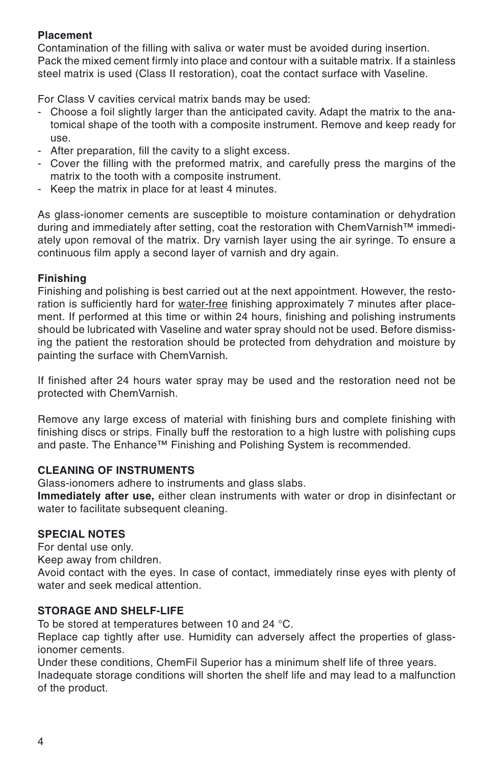**Placement**

Contamination of the filling with saliva or water must be avoided during insertion. Pack the mixed cement firmly into place and contour with a suitable matrix. If a stainless steel matrix is used (Class II restoration), coat the contact surface with Vaseline.

For Class V cavities cervical matrix bands may be used:

- Choose a foil slightly larger than the anticipated cavity. Adapt the matrix to the anatomical shape of the tooth with a composite instrument. Remove and keep ready for use.
- After preparation, fill the cavity to a slight excess.
- Cover the filling with the preformed matrix, and carefully press the margins of the matrix to the tooth with a composite instrument.
- Keep the matrix in place for at least 4 minutes.

As glass-ionomer cements are susceptible to moisture contamination or dehydration during and immediately after setting, coat the restoration with ChemVarnish™ immediately upon removal of the matrix. Dry varnish layer using the air syringe. To ensure a continuous film apply a second layer of varnish and dry again.

**Finishing**

Finishing and polishing is best carried out at the next appointment. However, the restoration is sufficiently hard for water-free finishing approximately 7 minutes after placement. If performed at this time or within 24 hours, finishing and polishing instruments should be lubricated with Vaseline and water spray should not be used. Before dismissing the patient the restoration should be protected from dehydration and moisture by painting the surface with ChemVarnish.

If finished after 24 hours water spray may be used and the restoration need not be protected with ChemVarnish.

Remove any large excess of material with finishing burs and complete finishing with finishing discs or strips. Finally buff the restoration to a high lustre with polishing cups and paste. The Enhance™ Finishing and Polishing System is recommended.

**CLEANING OF INSTRUMENTS**

Glass-ionomers adhere to instruments and glass slabs.

**Immediately after use,** either clean instruments with water or drop in disinfectant or water to facilitate subsequent cleaning.

**SPECIAL NOTES**

For dental use only.

Keep away from children.

Avoid contact with the eyes. In case of contact, immediately rinse eyes with plenty of water and seek medical attention.

**STORAGE AND SHELF-LIFE**

To be stored at temperatures between 10 and 24 °C.

Replace cap tightly after use. Humidity can adversely affect the properties of glass-ionomer cements.

Under these conditions, ChemFil Superior has a minimum shelf life of three years.

Inadequate storage conditions will shorten the shelf life and may lead to a malfunction of the product.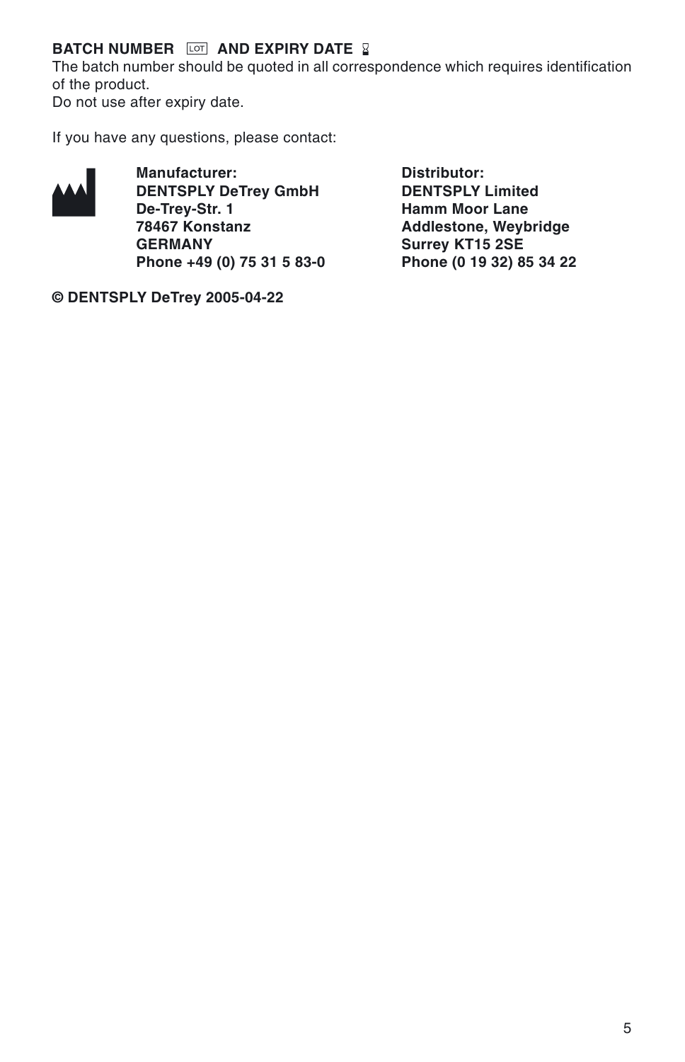**BATCH NUMBER** LOT **AND EXPIRY DATE**

The batch number should be quoted in all correspondence which requires identification of the product.

Do not use after expiry date.

If you have any questions, please contact:

**Manufacturer:**
**DENTSPLY DeTrey GmbH**
**De-Trey-Str. 1**
**78467 Konstanz**
**GERMANY**
**Phone +49 (0) 75 31 5 83-0**

**Distributor:**
**DENTSPLY Limited**
**Hamm Moor Lane**
**Addlestone, Weybridge**
**Surrey KT15 2SE**
**Phone (0 19 32) 85 34 22**

**© DENTSPLY DeTrey 2005-04-22**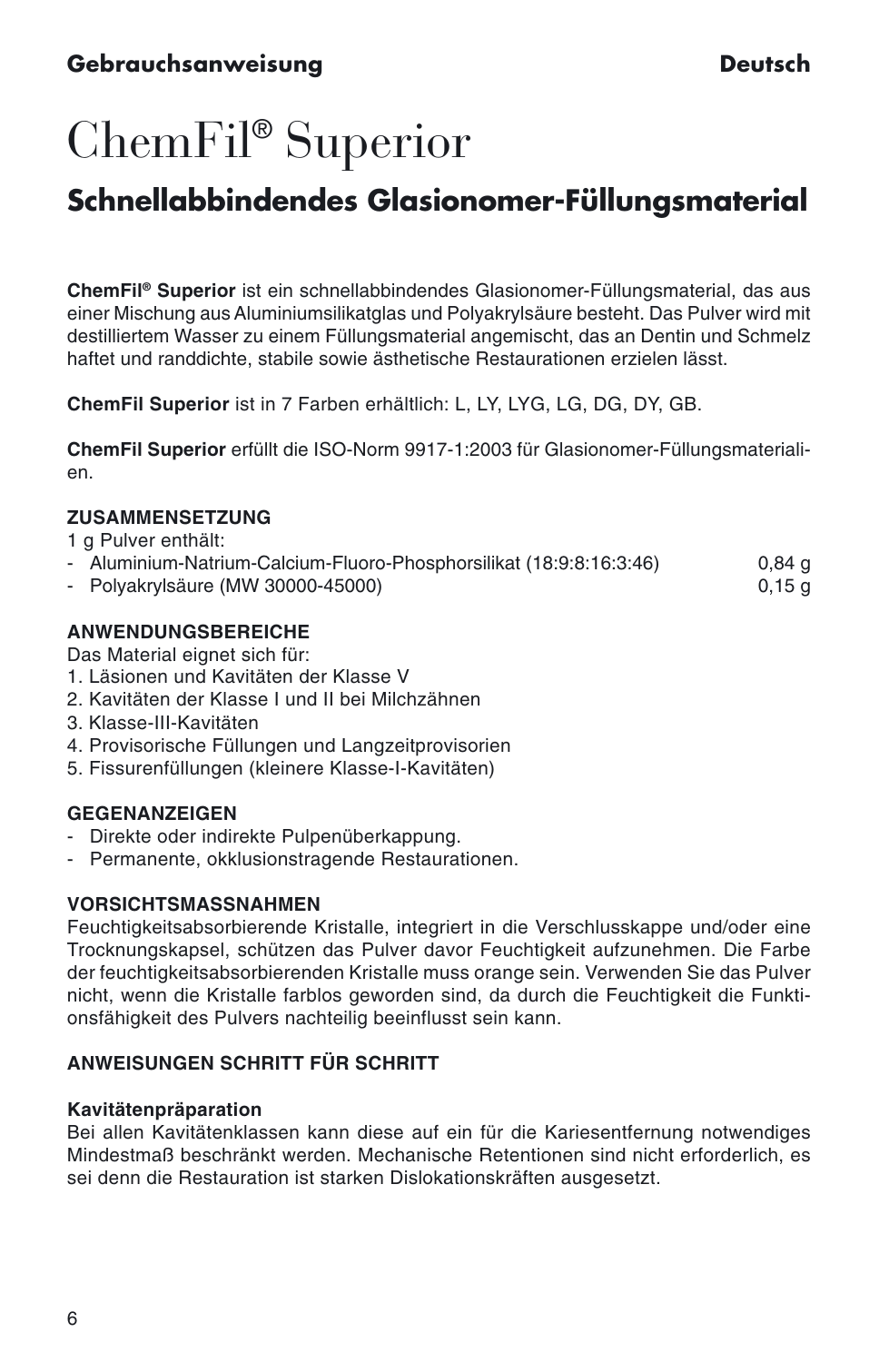**Gebrauchsanweisung** **Deutsch**

# ChemFil® Superior

## Schnellabbindendes Glasionomer-Füllungsmaterial

**ChemFil® Superior** ist ein schnellabbindendes Glasionomer-Füllungsmaterial, das aus einer Mischung aus Aluminiumsilikatglas und Polyakrylsäure besteht. Das Pulver wird mit destilliertem Wasser zu einem Füllungsmaterial angemischt, das an Dentin und Schmelz haftet und randdichte, stabile sowie ästhetische Restaurationen erzielen lässt.

**ChemFil Superior** ist in 7 Farben erhältlich: L, LY, LYG, LG, DG, DY, GB.

**ChemFil Superior** erfüllt die ISO-Norm 9917-1:2003 für Glasionomer-Füllungsmaterialien.

**ZUSAMMENSETZUNG**

1 g Pulver enthält:

- Aluminium-Natrium-Calcium-Fluoro-Phosphorsilikat (18:9:8:16:3:46) 0,84 g
- Polyakrylsäure (MW 30000-45000) 0,15 g

**ANWENDUNGSBEREICHE**

Das Material eignet sich für:

1. Läsionen und Kavitäten der Klasse V
2. Kavitäten der Klasse I und II bei Milchzähnen
3. Klasse-III-Kavitäten
4. Provisorische Füllungen und Langzeitprovisorien
5. Fissurenfüllungen (kleinere Klasse-I-Kavitäten)

**GEGENANZEIGEN**

- Direkte oder indirekte Pulpenüberkappung.
- Permanente, okklusionstragende Restaurationen.

**VORSICHTSMASSNAHMEN**

Feuchtigkeitsabsorbierende Kristalle, integriert in die Verschlusskappe und/oder eine Trocknungskapsel, schützen das Pulver davor Feuchtigkeit aufzunehmen. Die Farbe der feuchtigkeitsabsorbierenden Kristalle muss orange sein. Verwenden Sie das Pulver nicht, wenn die Kristalle farblos geworden sind, da durch die Feuchtigkeit die Funktionsfähigkeit des Pulvers nachteilig beeinflusst sein kann.

**ANWEISUNGEN SCHRITT FÜR SCHRITT**

**Kavitätenpräparation**

Bei allen Kavitätenklassen kann diese auf ein für die Kariesentfernung notwendiges Mindestmaß beschränkt werden. Mechanische Retentionen sind nicht erforderlich, es sei denn die Restauration ist starken Dislokationskräften ausgesetzt.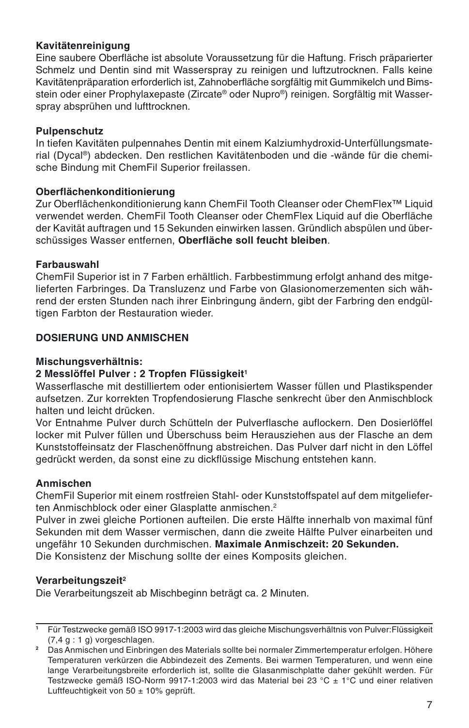**Kavitätenreinigung**
Eine saubere Oberfläche ist absolute Voraussetzung für die Haftung. Frisch präparierter Schmelz und Dentin sind mit Wasserspray zu reinigen und luftzutrocknen. Falls keine Kavitätenpräparation erforderlich ist, Zahnoberfläche sorgfältig mit Gummikelch und Bimsstein oder einer Prophylaxepaste (Zircate® oder Nupro®) reinigen. Sorgfältig mit Wasserspray absprühen und lufttrocknen.

**Pulpenschutz**
In tiefen Kavitäten pulpennahes Dentin mit einem Kalziumhydroxid-Unterfüllungsmaterial (Dycal®) abdecken. Den restlichen Kavitätenboden und die -wände für die chemische Bindung mit ChemFil Superior freilassen.

**Oberflächenkonditionierung**
Zur Oberflächenkonditionierung kann ChemFil Tooth Cleanser oder ChemFlex™ Liquid verwendet werden. ChemFil Tooth Cleanser oder ChemFlex Liquid auf die Oberfläche der Kavität auftragen und 15 Sekunden einwirken lassen. Gründlich abspülen und überschüssiges Wasser entfernen, **Oberfläche soll feucht bleiben**.

**Farbauswahl**
ChemFil Superior ist in 7 Farben erhältlich. Farbbestimmung erfolgt anhand des mitgelieferten Farbringes. Da Transluzenz und Farbe von Glasionomerzementen sich während der ersten Stunden nach ihrer Einbringung ändern, gibt der Farbring den endgültigen Farbton der Restauration wieder.

**DOSIERUNG UND ANMISCHEN**

**Mischungsverhältnis:**
**2 Messlöffel Pulver : 2 Tropfen Flüssigkeit**[1]
Wasserflasche mit destilliertem oder entionisiertem Wasser füllen und Plastikspender aufsetzen. Zur korrekten Tropfendosierung Flasche senkrecht über den Anmischblock halten und leicht drücken.
Vor Entnahme Pulver durch Schütteln der Pulverflasche auflockern. Den Dosierlöffel locker mit Pulver füllen und Überschuss beim Herausziehen aus der Flasche an dem Kunststoffeinsatz der Flaschenöffnung abstreichen. Das Pulver darf nicht in den Löffel gedrückt werden, da sonst eine zu dickflüssige Mischung entstehen kann.

**Anmischen**
ChemFil Superior mit einem rostfreien Stahl- oder Kunststoffspatel auf dem mitgelieferten Anmischblock oder einer Glasplatte anmischen.[2]
Pulver in zwei gleiche Portionen aufteilen. Die erste Hälfte innerhalb von maximal fünf Sekunden mit dem Wasser vermischen, dann die zweite Hälfte Pulver einarbeiten und ungefähr 10 Sekunden durchmischen. **Maximale Anmischzeit: 20 Sekunden.**
Die Konsistenz der Mischung sollte der eines Komposits gleichen.

**Verarbeitungszeit**[2]
Die Verarbeitungszeit ab Mischbeginn beträgt ca. 2 Minuten.

---

[1] Für Testzwecke gemäß ISO 9917-1:2003 wird das gleiche Mischungsverhältnis von Pulver:Flüssigkeit (7,4 g : 1 g) vorgeschlagen.

[2] Das Anmischen und Einbringen des Materials sollte bei normaler Zimmertemperatur erfolgen. Höhere Temperaturen verkürzen die Abbindezeit des Zements. Bei warmen Temperaturen, und wenn eine lange Verarbeitungsbreite erforderlich ist, sollte die Glasanmischplatte daher gekühlt werden. Für Testzwecke gemäß ISO-Norm 9917-1:2003 wird das Material bei 23 °C ± 1°C und einer relativen Luftfeuchtigkeit von 50 ± 10% geprüft.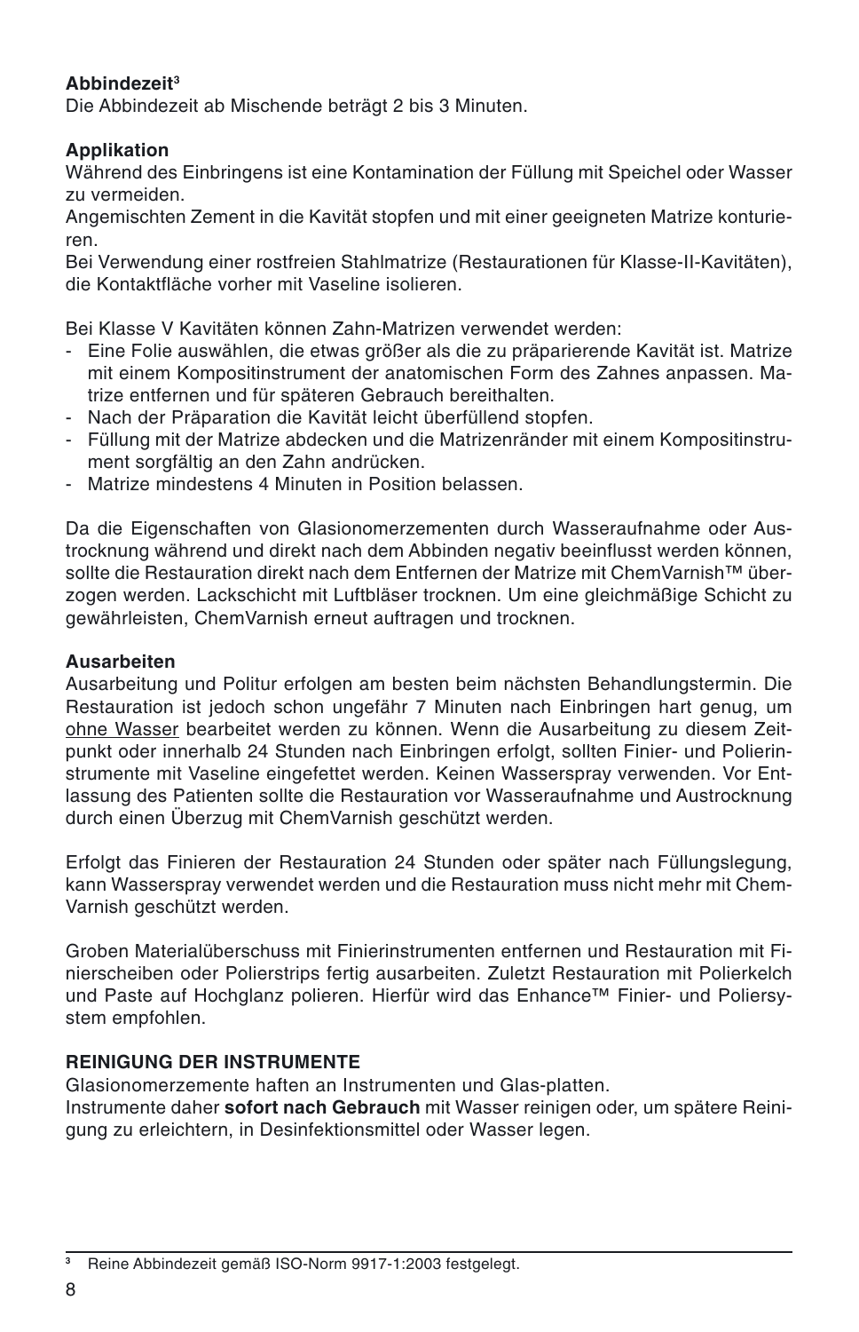**Abbindezeit**[3]
Die Abbindezeit ab Mischende beträgt 2 bis 3 Minuten.

**Applikation**
Während des Einbringens ist eine Kontamination der Füllung mit Speichel oder Wasser zu vermeiden.
Angemischten Zement in die Kavität stopfen und mit einer geeigneten Matrize konturieren.
Bei Verwendung einer rostfreien Stahlmatrize (Restaurationen für Klasse-II-Kavitäten), die Kontaktfläche vorher mit Vaseline isolieren.

Bei Klasse V Kavitäten können Zahn-Matrizen verwendet werden:
- Eine Folie auswählen, die etwas größer als die zu präparierende Kavität ist. Matrize mit einem Kompositinstrument der anatomischen Form des Zahnes anpassen. Matrize entfernen und für späteren Gebrauch bereithalten.
- Nach der Präparation die Kavität leicht überfüllend stopfen.
- Füllung mit der Matrize abdecken und die Matrizenränder mit einem Kompositinstrument sorgfältig an den Zahn andrücken.
- Matrize mindestens 4 Minuten in Position belassen.

Da die Eigenschaften von Glasionomerzementen durch Wasseraufnahme oder Austrocknung während und direkt nach dem Abbinden negativ beeinflusst werden können, sollte die Restauration direkt nach dem Entfernen der Matrize mit ChemVarnish™ überzogen werden. Lackschicht mit Luftbläser trocknen. Um eine gleichmäßige Schicht zu gewährleisten, ChemVarnish erneut auftragen und trocknen.

**Ausarbeiten**
Ausarbeitung und Politur erfolgen am besten beim nächsten Behandlungstermin. Die Restauration ist jedoch schon ungefähr 7 Minuten nach Einbringen hart genug, um ohne Wasser bearbeitet werden zu können. Wenn die Ausarbeitung zu diesem Zeitpunkt oder innerhalb 24 Stunden nach Einbringen erfolgt, sollten Finier- und Polierinstrumente mit Vaseline eingefettet werden. Keinen Wasserspray verwenden. Vor Entlassung des Patienten sollte die Restauration vor Wasseraufnahme und Austrocknung durch einen Überzug mit ChemVarnish geschützt werden.

Erfolgt das Finieren der Restauration 24 Stunden oder später nach Füllungslegung, kann Wasserspray verwendet werden und die Restauration muss nicht mehr mit ChemVarnish geschützt werden.

Groben Materialüberschuss mit Finierinstrumenten entfernen und Restauration mit Finierscheiben oder Polierstrips fertig ausarbeiten. Zuletzt Restauration mit Polierkelch und Paste auf Hochglanz polieren. Hierfür wird das Enhance™ Finier- und Poliersystem empfohlen.

**REINIGUNG DER INSTRUMENTE**
Glasionomerzemente haften an Instrumenten und Glas-platten.
Instrumente daher **sofort nach Gebrauch** mit Wasser reinigen oder, um spätere Reinigung zu erleichtern, in Desinfektionsmittel oder Wasser legen.

---

[3] Reine Abbindezeit gemäß ISO-Norm 9917-1:2003 festgelegt.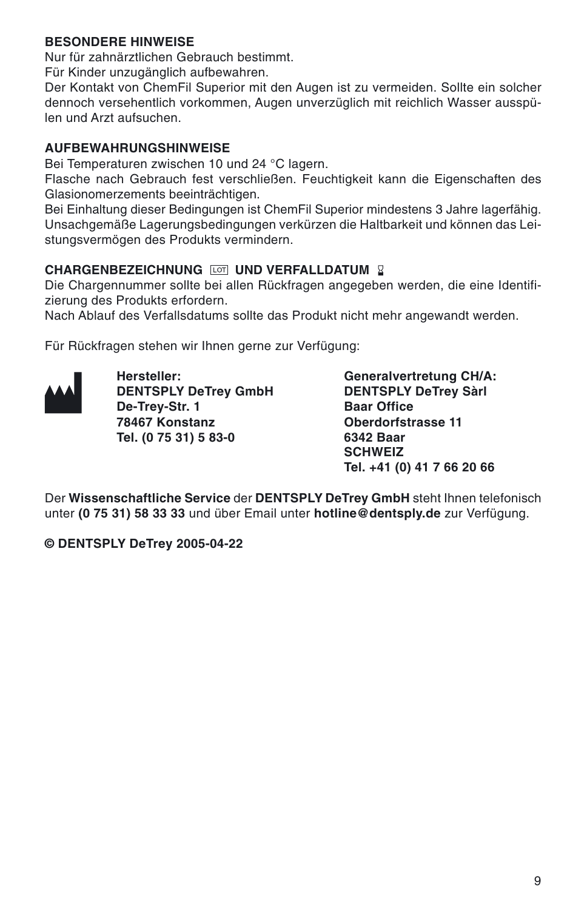**BESONDERE HINWEISE**

Nur für zahnärztlichen Gebrauch bestimmt.
Für Kinder unzugänglich aufbewahren.
Der Kontakt von ChemFil Superior mit den Augen ist zu vermeiden. Sollte ein solcher dennoch versehentlich vorkommen, Augen unverzüglich mit reichlich Wasser ausspülen und Arzt aufsuchen.

**AUFBEWAHRUNGSHINWEISE**

Bei Temperaturen zwischen 10 und 24 °C lagern.
Flasche nach Gebrauch fest verschließen. Feuchtigkeit kann die Eigenschaften des Glasionomerzements beeinträchtigen.
Bei Einhaltung dieser Bedingungen ist ChemFil Superior mindestens 3 Jahre lagerfähig. Unsachgemäße Lagerungsbedingungen verkürzen die Haltbarkeit und können das Leistungsvermögen des Produkts vermindern.

**CHARGENBEZEICHNUNG LOT UND VERFALLDATUM**

Die Chargennummer sollte bei allen Rückfragen angegeben werden, die eine Identifizierung des Produkts erfordern.
Nach Ablauf des Verfallsdatums sollte das Produkt nicht mehr angewandt werden.

Für Rückfragen stehen wir Ihnen gerne zur Verfügung:

**Hersteller:**
**DENTSPLY DeTrey GmbH**
**De-Trey-Str. 1**
**78467 Konstanz**
**Tel. (0 75 31) 5 83-0**

**Generalvertretung CH/A:**
**DENTSPLY DeTrey Sàrl**
**Baar Office**
**Oberdorfstrasse 11**
**6342 Baar**
**SCHWEIZ**
**Tel. +41 (0) 41 7 66 20 66**

Der **Wissenschaftliche Service** der **DENTSPLY DeTrey GmbH** steht Ihnen telefonisch unter **(0 75 31) 58 33 33** und über Email unter **hotline@dentsply.de** zur Verfügung.

**© DENTSPLY DeTrey 2005-04-22**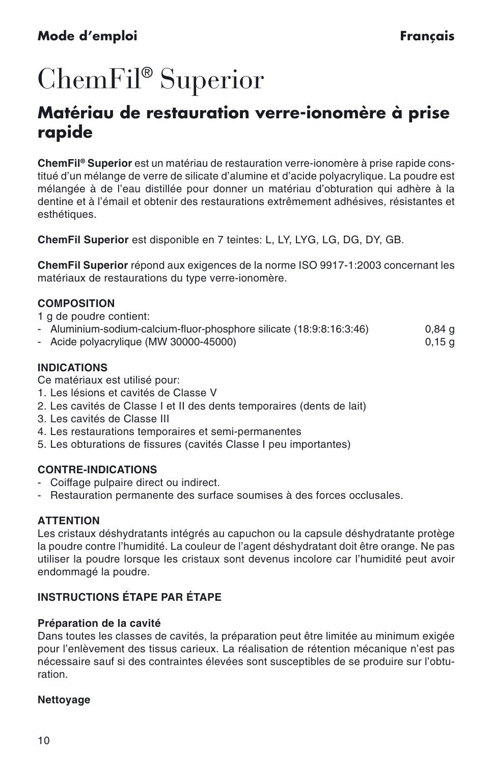**Mode d'emploi** **Français**

# ChemFil® Superior

## Matériau de restauration verre-ionomère à prise rapide

**ChemFil® Superior** est un matériau de restauration verre-ionomère à prise rapide constitué d'un mélange de verre de silicate d'alumine et d'acide polyacrylique. La poudre est mélangée à de l'eau distillée pour donner un matériau d'obturation qui adhère à la dentine et à l'émail et obtenir des restaurations extrêmement adhésives, résistantes et esthétiques.

**ChemFil Superior** est disponible en 7 teintes: L, LY, LYG, LG, DG, DY, GB.

**ChemFil Superior** répond aux exigences de la norme ISO 9917-1:2003 concernant les matériaux de restaurations du type verre-ionomère.

**COMPOSITION**

1 g de poudre contient:

| | |
|---|---|
| - Aluminium-sodium-calcium-fluor-phosphore silicate (18:9:8:16:3:46) | 0,84 g |
| - Acide polyacrylique (MW 30000-45000) | 0,15 g |

**INDICATIONS**

Ce matériaux est utilisé pour:

1. Les lésions et cavités de Classe V
2. Les cavités de Classe I et II des dents temporaires (dents de lait)
3. Les cavités de Classe III
4. Les restaurations temporaires et semi-permanentes
5. Les obturations de fissures (cavités Classe I peu importantes)

**CONTRE-INDICATIONS**

- Coiffage pulpaire direct ou indirect.
- Restauration permanente des surface soumises à des forces occlusales.

**ATTENTION**

Les cristaux déshydratants intégrés au capuchon ou la capsule déshydratante protège la poudre contre l'humidité. La couleur de l'agent déshydratant doit être orange. Ne pas utiliser la poudre lorsque les cristaux sont devenus incolore car l'humidité peut avoir endommagé la poudre.

**INSTRUCTIONS ÉTAPE PAR ÉTAPE**

**Préparation de la cavité**

Dans toutes les classes de cavités, la préparation peut être limitée au minimum exigée pour l'enlèvement des tissus carieux. La réalisation de rétention mécanique n'est pas nécessaire sauf si des contraintes élevées sont susceptibles de se produire sur l'obturation.

**Nettoyage**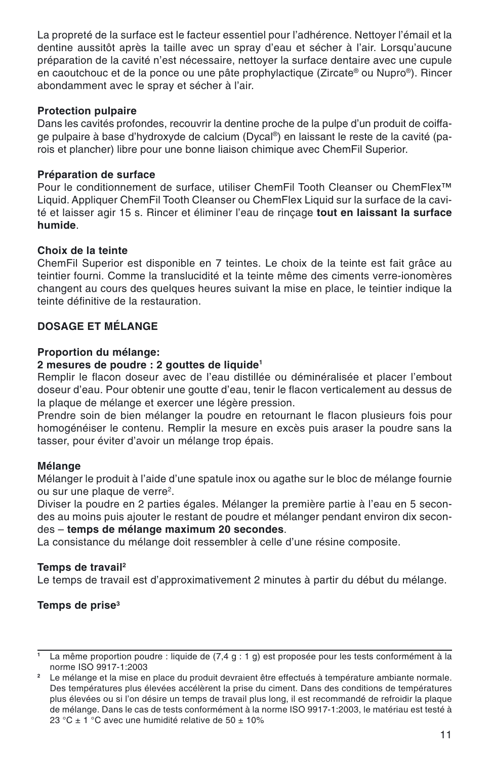La propreté de la surface est le facteur essentiel pour l'adhérence. Nettoyer l'émail et la dentine aussitôt après la taille avec un spray d'eau et sécher à l'air. Lorsqu'aucune préparation de la cavité n'est nécessaire, nettoyer la surface dentaire avec une cupule en caoutchouc et de la ponce ou une pâte prophylactique (Zircate® ou Nupro®). Rincer abondamment avec le spray et sécher à l'air.

**Protection pulpaire**
Dans les cavités profondes, recouvrir la dentine proche de la pulpe d'un produit de coiffage pulpaire à base d'hydroxyde de calcium (Dycal®) en laissant le reste de la cavité (parois et plancher) libre pour une bonne liaison chimique avec ChemFil Superior.

**Préparation de surface**
Pour le conditionnement de surface, utiliser ChemFil Tooth Cleanser ou ChemFlex™ Liquid. Appliquer ChemFil Tooth Cleanser ou ChemFlex Liquid sur la surface de la cavité et laisser agir 15 s. Rincer et éliminer l'eau de rinçage **tout en laissant la surface humide**.

**Choix de la teinte**
ChemFil Superior est disponible en 7 teintes. Le choix de la teinte est fait grâce au teintier fourni. Comme la translucidité et la teinte même des ciments verre-ionomères changent au cours des quelques heures suivant la mise en place, le teintier indique la teinte définitive de la restauration.

**DOSAGE ET MÉLANGE**

**Proportion du mélange:**
**2 mesures de poudre : 2 gouttes de liquide**[1]
Remplir le flacon doseur avec de l'eau distillée ou déminéralisée et placer l'embout doseur d'eau. Pour obtenir une goutte d'eau, tenir le flacon verticalement au dessus de la plaque de mélange et exercer une légère pression.
Prendre soin de bien mélanger la poudre en retournant le flacon plusieurs fois pour homogénéiser le contenu. Remplir la mesure en excès puis araser la poudre sans la tasser, pour éviter d'avoir un mélange trop épais.

**Mélange**
Mélanger le produit à l'aide d'une spatule inox ou agathe sur le bloc de mélange fournie ou sur une plaque de verre[2].
Diviser la poudre en 2 parties égales. Mélanger la première partie à l'eau en 5 secondes au moins puis ajouter le restant de poudre et mélanger pendant environ dix secondes – **temps de mélange maximum 20 secondes**.
La consistance du mélange doit ressembler à celle d'une résine composite.

**Temps de travail**[2]
Le temps de travail est d'approximativement 2 minutes à partir du début du mélange.

**Temps de prise**[3]

---

[1] La même proportion poudre : liquide de (7,4 g : 1 g) est proposée pour les tests conformément à la norme ISO 9917-1:2003

[2] Le mélange et la mise en place du produit devraient être effectués à température ambiante normale. Des températures plus élevées accélèrent la prise du ciment. Dans des conditions de températures plus élevées ou si l'on désire un temps de travail plus long, il est recommandé de refroidir la plaque de mélange. Dans le cas de tests conformément à la norme ISO 9917-1:2003, le matériau est testé à 23 °C ± 1 °C avec une humidité relative de 50 ± 10%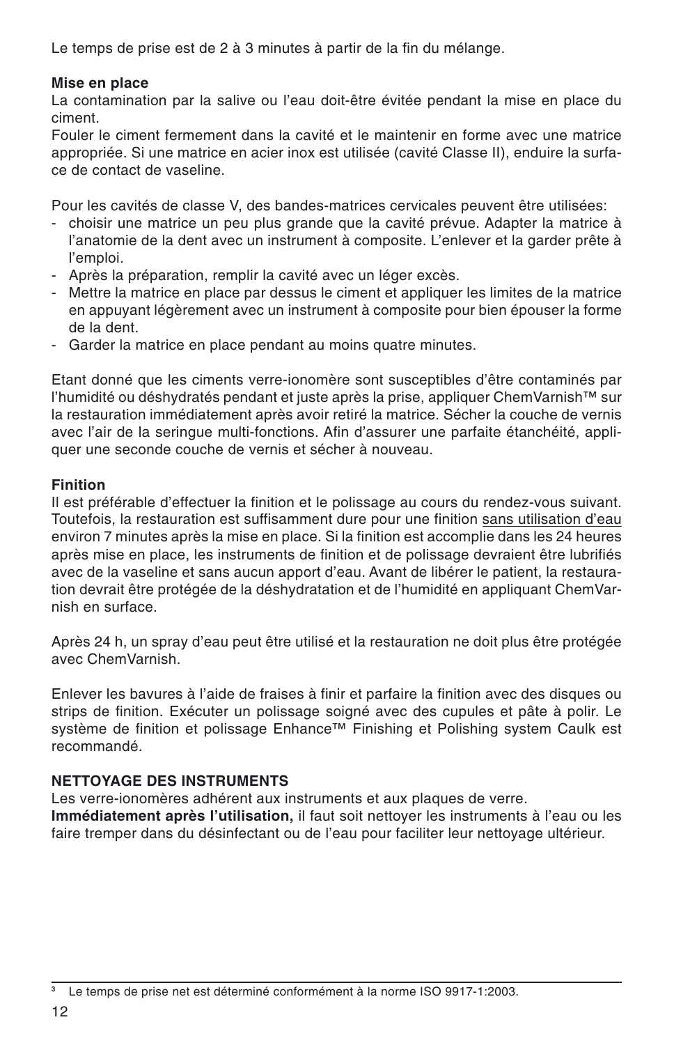Le temps de prise est de 2 à 3 minutes à partir de la fin du mélange.

**Mise en place**

La contamination par la salive ou l'eau doit-être évitée pendant la mise en place du ciment.

Fouler le ciment fermement dans la cavité et le maintenir en forme avec une matrice appropriée. Si une matrice en acier inox est utilisée (cavité Classe II), enduire la surface de contact de vaseline.

Pour les cavités de classe V, des bandes-matrices cervicales peuvent être utilisées:

- choisir une matrice un peu plus grande que la cavité prévue. Adapter la matrice à l'anatomie de la dent avec un instrument à composite. L'enlever et la garder prête à l'emploi.
- Après la préparation, remplir la cavité avec un léger excès.
- Mettre la matrice en place par dessus le ciment et appliquer les limites de la matrice en appuyant légèrement avec un instrument à composite pour bien épouser la forme de la dent.
- Garder la matrice en place pendant au moins quatre minutes.

Etant donné que les ciments verre-ionomère sont susceptibles d'être contaminés par l'humidité ou déshydratés pendant et juste après la prise, appliquer ChemVarnish™ sur la restauration immédiatement après avoir retiré la matrice. Sécher la couche de vernis avec l'air de la seringue multi-fonctions. Afin d'assurer une parfaite étanchéité, appliquer une seconde couche de vernis et sécher à nouveau.

**Finition**

Il est préférable d'effectuer la finition et le polissage au cours du rendez-vous suivant. Toutefois, la restauration est suffisamment dure pour une finition <u>sans utilisation d'eau</u> environ 7 minutes après la mise en place. Si la finition est accomplie dans les 24 heures après mise en place, les instruments de finition et de polissage devraient être lubrifiés avec de la vaseline et sans aucun apport d'eau. Avant de libérer le patient, la restauration devrait être protégée de la déshydratation et de l'humidité en appliquant ChemVarnish en surface.

Après 24 h, un spray d'eau peut être utilisé et la restauration ne doit plus être protégée avec ChemVarnish.

Enlever les bavures à l'aide de fraises à finir et parfaire la finition avec des disques ou strips de finition. Exécuter un polissage soigné avec des cupules et pâte à polir. Le système de finition et polissage Enhance™ Finishing et Polishing system Caulk est recommandé.

**NETTOYAGE DES INSTRUMENTS**

Les verre-ionomères adhérent aux instruments et aux plaques de verre.

**Immédiatement après l'utilisation,** il faut soit nettoyer les instruments à l'eau ou les faire tremper dans du désinfectant ou de l'eau pour faciliter leur nettoyage ultérieur.

---

[3] Le temps de prise net est déterminé conformément à la norme ISO 9917-1:2003.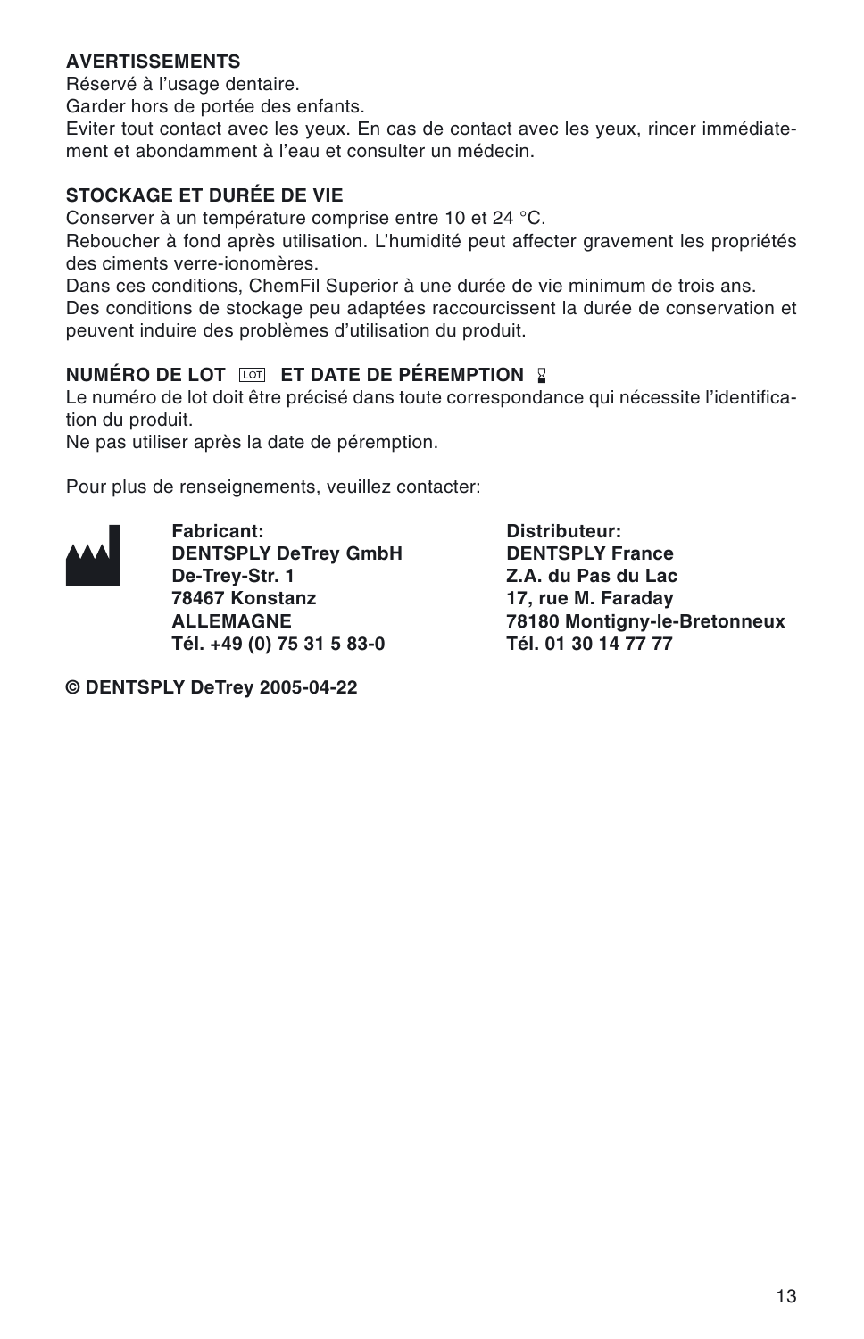**AVERTISSEMENTS**

Réservé à l'usage dentaire.
Garder hors de portée des enfants.
Eviter tout contact avec les yeux. En cas de contact avec les yeux, rincer immédiatement et abondamment à l'eau et consulter un médecin.

**STOCKAGE ET DURÉE DE VIE**

Conserver à un température comprise entre 10 et 24 °C.
Reboucher à fond après utilisation. L'humidité peut affecter gravement les propriétés des ciments verre-ionomères.
Dans ces conditions, ChemFil Superior à une durée de vie minimum de trois ans.
Des conditions de stockage peu adaptées raccourcissent la durée de conservation et peuvent induire des problèmes d'utilisation du produit.

**NUMÉRO DE LOT LOT ET DATE DE PÉREMPTION**

Le numéro de lot doit être précisé dans toute correspondance qui nécessite l'identification du produit.
Ne pas utiliser après la date de péremption.

Pour plus de renseignements, veuillez contacter:

**Fabricant:**
**DENTSPLY DeTrey GmbH**
**De-Trey-Str. 1**
**78467 Konstanz**
**ALLEMAGNE**
**Tél. +49 (0) 75 31 5 83-0**

**Distributeur:**
**DENTSPLY France**
**Z.A. du Pas du Lac**
**17, rue M. Faraday**
**78180 Montigny-le-Bretonneux**
**Tél. 01 30 14 77 77**

**© DENTSPLY DeTrey 2005-04-22**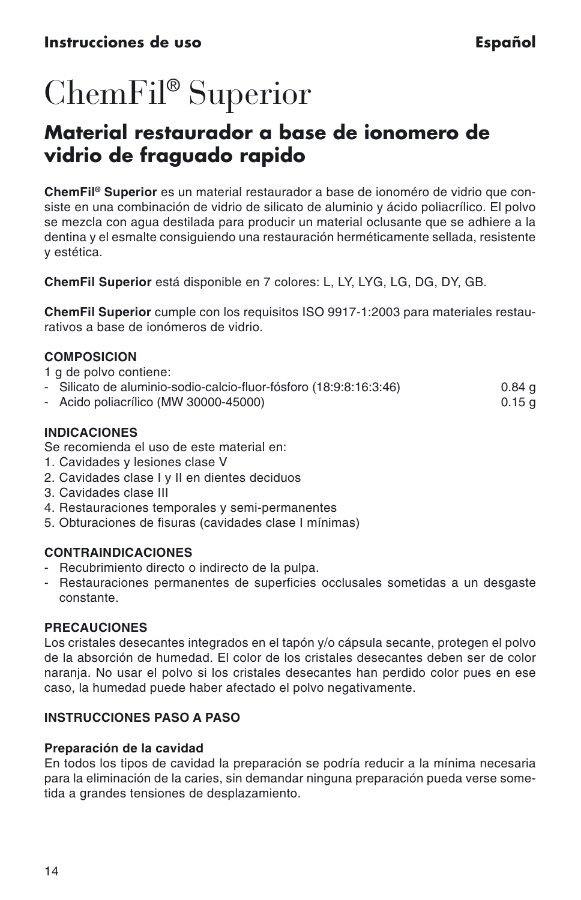**Instrucciones de uso** **Español**

# ChemFil® Superior

## Material restaurador a base de ionomero de vidrio de fraguado rapido

**ChemFil® Superior** es un material restaurador a base de ionoméro de vidrio que consiste en una combinación de vidrio de silicato de aluminio y ácido poliacrílico. El polvo se mezcla con agua destilada para producir un material oclusante que se adhiere a la dentina y el esmalte consiguiendo una restauración herméticamente sellada, resistente y estética.

**ChemFil Superior** está disponible en 7 colores: L, LY, LYG, LG, DG, DY, GB.

**ChemFil Superior** cumple con los requisitos ISO 9917-1:2003 para materiales restaurativos a base de ionómeros de vidrio.

**COMPOSICION**

1 g de polvo contiene:

| | |
|---|---|
| - Silicato de aluminio-sodio-calcio-fluor-fósforo (18:9:8:16:3:46) | 0.84 g |
| - Acido poliacrílico (MW 30000-45000) | 0.15 g |

**INDICACIONES**

Se recomienda el uso de este material en:

1. Cavidades y lesiones clase V
2. Cavidades clase I y II en dientes deciduos
3. Cavidades clase III
4. Restauraciones temporales y semi-permanentes
5. Obturaciones de fisuras (cavidades clase I mínimas)

**CONTRAINDICACIONES**

- Recubrimiento directo o indirecto de la pulpa.
- Restauraciones permanentes de superficies occlusales sometidas a un desgaste constante.

**PRECAUCIONES**

Los cristales desecantes integrados en el tapón y/o cápsula secante, protegen el polvo de la absorción de humedad. El color de los cristales desecantes deben ser de color naranja. No usar el polvo si los cristales desecantes han perdido color pues en ese caso, la humedad puede haber afectado el polvo negativamente.

**INSTRUCCIONES PASO A PASO**

**Preparación de la cavidad**

En todos los tipos de cavidad la preparación se podría reducir a la mínima necesaria para la eliminación de la caries, sin demandar ninguna preparación pueda verse sometida a grandes tensiones de desplazamiento.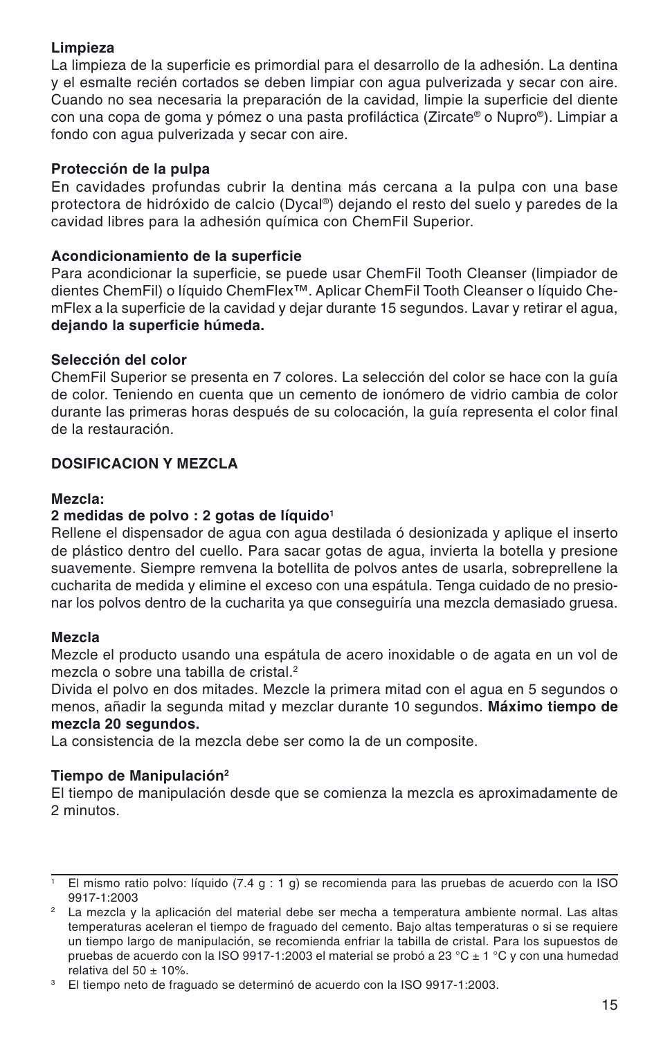**Limpieza**
La limpieza de la superficie es primordial para el desarrollo de la adhesión. La dentina y el esmalte recién cortados se deben limpiar con agua pulverizada y secar con aire. Cuando no sea necesaria la preparación de la cavidad, limpie la superficie del diente con una copa de goma y pómez o una pasta profiláctica (Zircate® o Nupro®). Limpiar a fondo con agua pulverizada y secar con aire.

**Protección de la pulpa**
En cavidades profundas cubrir la dentina más cercana a la pulpa con una base protectora de hidróxido de calcio (Dycal®) dejando el resto del suelo y paredes de la cavidad libres para la adhesión química con ChemFil Superior.

**Acondicionamiento de la superficie**
Para acondicionar la superficie, se puede usar ChemFil Tooth Cleanser (limpiador de dientes ChemFil) o líquido ChemFlex™. Aplicar ChemFil Tooth Cleanser o líquido ChemFlex a la superficie de la cavidad y dejar durante 15 segundos. Lavar y retirar el agua, **dejando la superficie húmeda.**

**Selección del color**
ChemFil Superior se presenta en 7 colores. La selección del color se hace con la guía de color. Teniendo en cuenta que un cemento de ionómero de vidrio cambia de color durante las primeras horas después de su colocación, la guía representa el color final de la restauración.

**DOSIFICACION Y MEZCLA**

**Mezcla:**
**2 medidas de polvo : 2 gotas de líquido**[1]
Rellene el dispensador de agua con agua destilada ó desionizada y aplique el inserto de plástico dentro del cuello. Para sacar gotas de agua, invierta la botella y presione suavemente. Siempre remvena la botellita de polvos antes de usarla, sobreprellene la cucharita de medida y elimine el exceso con una espátula. Tenga cuidado de no presionar los polvos dentro de la cucharita ya que conseguiría una mezcla demasiado gruesa.

**Mezcla**
Mezcle el producto usando una espátula de acero inoxidable o de agata en un vol de mezcla o sobre una tabilla de cristal.[2]
Divida el polvo en dos mitades. Mezcle la primera mitad con el agua en 5 segundos o menos, añadir la segunda mitad y mezclar durante 10 segundos. **Máximo tiempo de mezcla 20 segundos.**
La consistencia de la mezcla debe ser como la de un composite.

**Tiempo de Manipulación**[2]
El tiempo de manipulación desde que se comienza la mezcla es aproximadamente de 2 minutos.

---

[1] El mismo ratio polvo: líquido (7.4 g : 1 g) se recomienda para las pruebas de acuerdo con la ISO 9917-1:2003

[2] La mezcla y la aplicación del material debe ser mecha a temperatura ambiente normal. Las altas temperaturas aceleran el tiempo de fraguado del cemento. Bajo altas temperaturas o si se requiere un tiempo largo de manipulación, se recomienda enfriar la tabilla de cristal. Para los supuestos de pruebas de acuerdo con la ISO 9917-1:2003 el material se probó a 23 °C ± 1 °C y con una humedad relativa del 50 ± 10%.

[3] El tiempo neto de fraguado se determinó de acuerdo con la ISO 9917-1:2003.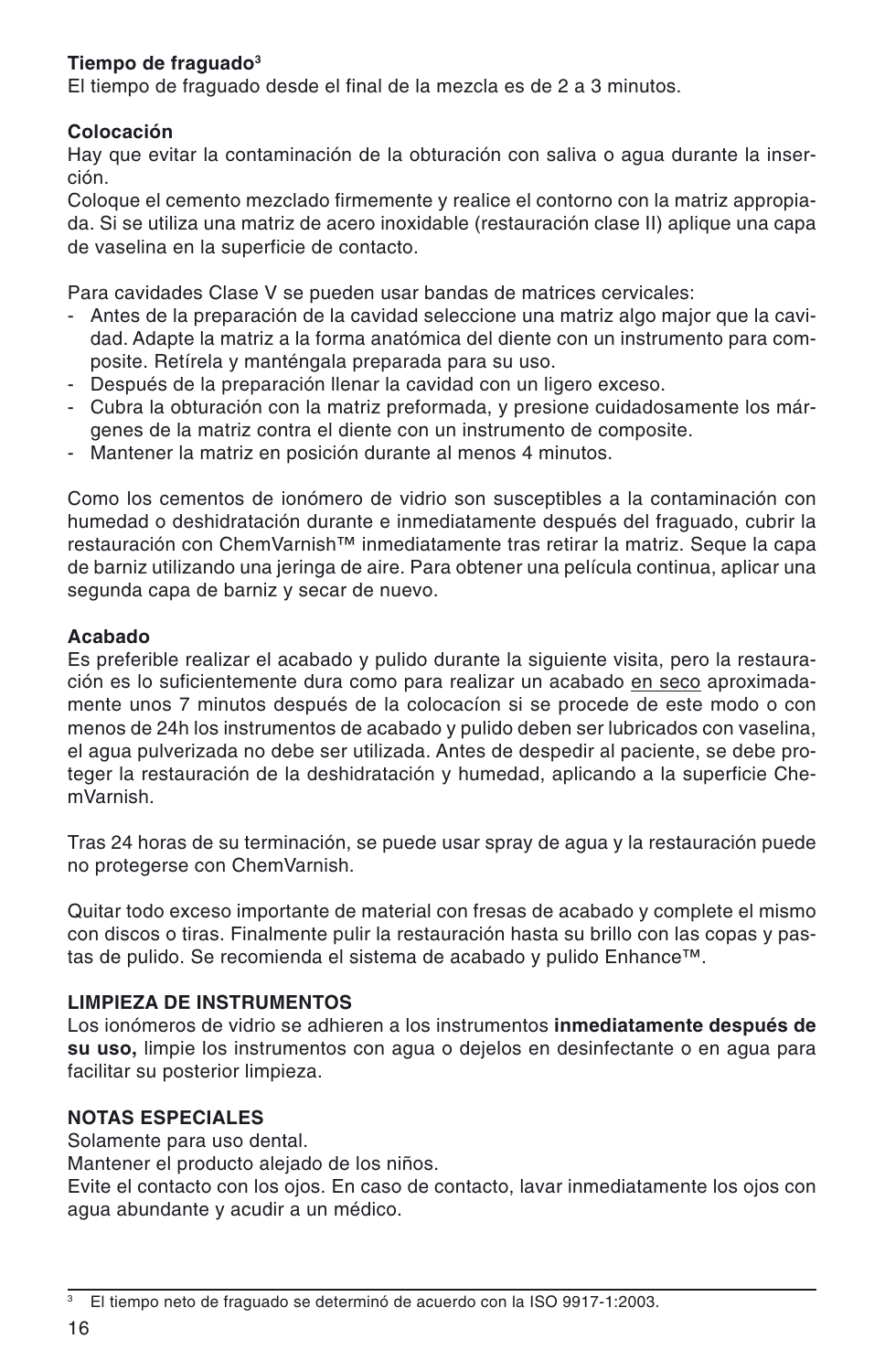**Tiempo de fraguado**[3]

El tiempo de fraguado desde el final de la mezcla es de 2 a 3 minutos.

**Colocación**

Hay que evitar la contaminación de la obturación con saliva o agua durante la inserción.

Coloque el cemento mezclado firmemente y realice el contorno con la matriz appropiada. Si se utiliza una matriz de acero inoxidable (restauración clase II) aplique una capa de vaselina en la superficie de contacto.

Para cavidades Clase V se pueden usar bandas de matrices cervicales:

- Antes de la preparación de la cavidad seleccione una matriz algo major que la cavidad. Adapte la matriz a la forma anatómica del diente con un instrumento para composite. Retírela y manténgala preparada para su uso.
- Después de la preparación llenar la cavidad con un ligero exceso.
- Cubra la obturación con la matriz preformada, y presione cuidadosamente los márgenes de la matriz contra el diente con un instrumento de composite.
- Mantener la matriz en posición durante al menos 4 minutos.

Como los cementos de ionómero de vidrio son susceptibles a la contaminación con humedad o deshidratación durante e inmediatamente después del fraguado, cubrir la restauración con ChemVarnish™ inmediatamente tras retirar la matriz. Seque la capa de barniz utilizando una jeringa de aire. Para obtener una película continua, aplicar una segunda capa de barniz y secar de nuevo.

**Acabado**

Es preferible realizar el acabado y pulido durante la siguiente visita, pero la restauración es lo suficientemente dura como para realizar un acabado en seco aproximadamente unos 7 minutos después de la colocacíon si se procede de este modo o con menos de 24h los instrumentos de acabado y pulido deben ser lubricados con vaselina, el agua pulverizada no debe ser utilizada. Antes de despedir al paciente, se debe proteger la restauración de la deshidratación y humedad, aplicando a la superficie ChemVarnish.

Tras 24 horas de su terminación, se puede usar spray de agua y la restauración puede no protegerse con ChemVarnish.

Quitar todo exceso importante de material con fresas de acabado y complete el mismo con discos o tiras. Finalmente pulir la restauración hasta su brillo con las copas y pastas de pulido. Se recomienda el sistema de acabado y pulido Enhance™.

**LIMPIEZA DE INSTRUMENTOS**

Los ionómeros de vidrio se adhieren a los instrumentos **inmediatamente después de su uso,** limpie los instrumentos con agua o dejelos en desinfectante o en agua para facilitar su posterior limpieza.

**NOTAS ESPECIALES**

Solamente para uso dental.

Mantener el producto alejado de los niños.

Evite el contacto con los ojos. En caso de contacto, lavar inmediatamente los ojos con agua abundante y acudir a un médico.

---

[3] El tiempo neto de fraguado se determinó de acuerdo con la ISO 9917-1:2003.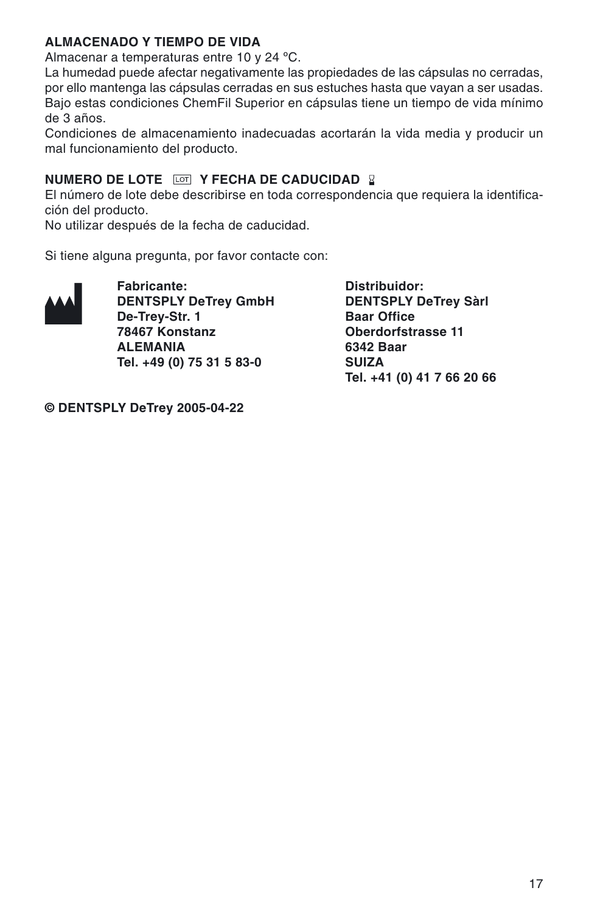**ALMACENADO Y TIEMPO DE VIDA**

Almacenar a temperaturas entre 10 y 24 ºC.

La humedad puede afectar negativamente las propiedades de las cápsulas no cerradas, por ello mantenga las cápsulas cerradas en sus estuches hasta que vayan a ser usadas. Bajo estas condiciones ChemFil Superior en cápsulas tiene un tiempo de vida mínimo de 3 años.

Condiciones de almacenamiento inadecuadas acortarán la vida media y producir un mal funcionamiento del producto.

**NUMERO DE LOTE LOT Y FECHA DE CADUCIDAD**

El número de lote debe describirse en toda correspondencia que requiera la identificación del producto.

No utilizar después de la fecha de caducidad.

Si tiene alguna pregunta, por favor contacte con:

**Fabricante:**
**DENTSPLY DeTrey GmbH**
**De-Trey-Str. 1**
**78467 Konstanz**
**ALEMANIA**
**Tel. +49 (0) 75 31 5 83-0**

**Distribuidor:**
**DENTSPLY DeTrey Sàrl**
**Baar Office**
**Oberdorfstrasse 11**
**6342 Baar**
**SUIZA**
**Tel. +41 (0) 41 7 66 20 66**

**© DENTSPLY DeTrey 2005-04-22**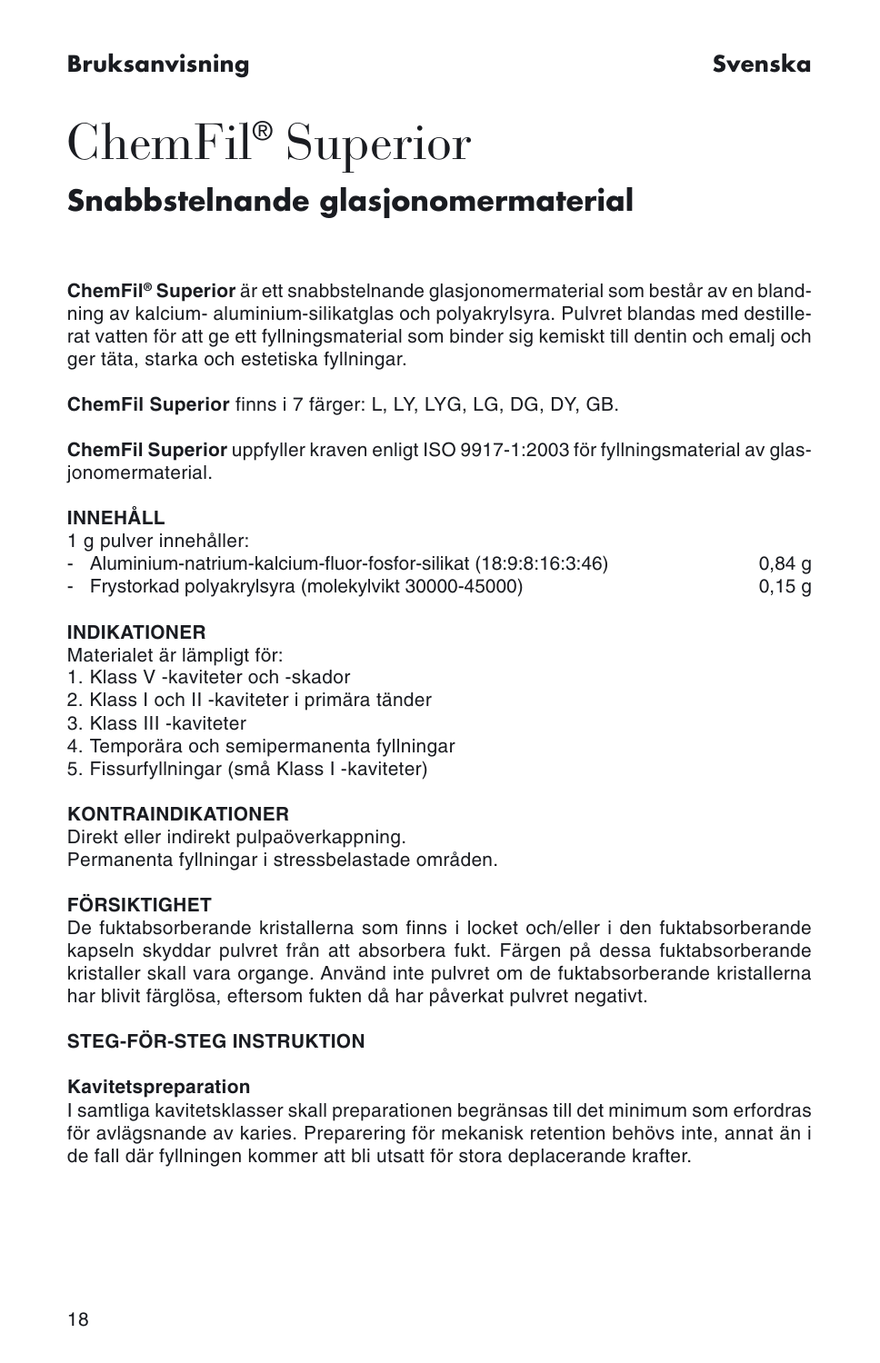**Bruksanvisning** **Svenska**

# ChemFil® Superior

## Snabbstelnande glasjonomermaterial

**ChemFil® Superior** är ett snabbstelnande glasjonomermaterial som består av en blandning av kalcium- aluminium-silikatglas och polyakrylsyra. Pulvret blandas med destillerat vatten för att ge ett fyllningsmaterial som binder sig kemiskt till dentin och emalj och ger täta, starka och estetiska fyllningar.

**ChemFil Superior** finns i 7 färger: L, LY, LYG, LG, DG, DY, GB.

**ChemFil Superior** uppfyller kraven enligt ISO 9917-1:2003 för fyllningsmaterial av glasjonomermaterial.

**INNEHÅLL**

1 g pulver innehåller:

- Aluminium-natrium-kalcium-fluor-fosfor-silikat (18:9:8:16:3:46) 0,84 g
- Frystorkad polyakrylsyra (molekylvikt 30000-45000) 0,15 g

**INDIKATIONER**

Materialet är lämpligt för:

1. Klass V -kaviteter och -skador
2. Klass I och II -kaviteter i primära tänder
3. Klass III -kaviteter
4. Temporära och semipermanenta fyllningar
5. Fissurfyllningar (små Klass I -kaviteter)

**KONTRAINDIKATIONER**

Direkt eller indirekt pulpaöverkappning.
Permanenta fyllningar i stressbelastade områden.

**FÖRSIKTIGHET**

De fuktabsorberande kristallerna som finns i locket och/eller i den fuktabsorberande kapseln skyddar pulvret från att absorbera fukt. Färgen på dessa fuktabsorberande kristaller skall vara organge. Använd inte pulvret om de fuktabsorberande kristallerna har blivit färglösa, eftersom fukten då har påverkat pulvret negativt.

**STEG-FÖR-STEG INSTRUKTION**

**Kavitetspreparation**

I samtliga kavitetsklasser skall preparationen begränsas till det minimum som erfordras för avlägsnande av karies. Preparering för mekanisk retention behövs inte, annat än i de fall där fyllningen kommer att bli utsatt för stora deplacerande krafter.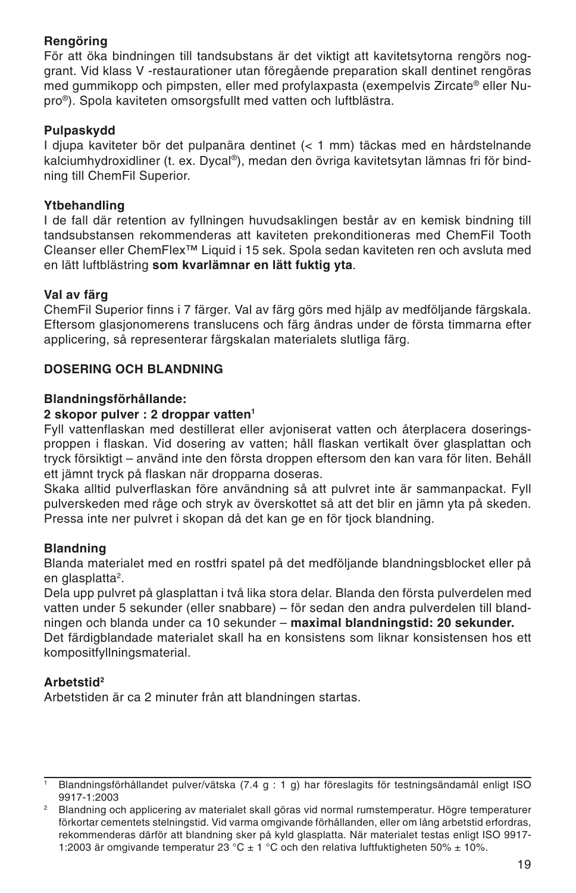**Rengöring**

För att öka bindningen till tandsubstans är det viktigt att kavitetsytorna rengörs noggrant. Vid klass V -restaurationer utan föregående preparation skall dentinet rengöras med gummikopp och pimpsten, eller med profylaxpasta (exempelvis Zircate® eller Nupro®). Spola kaviteten omsorgsfullt med vatten och luftblästra.

**Pulpaskydd**

I djupa kaviteter bör det pulpanära dentinet (< 1 mm) täckas med en hårdstelnande kalciumhydroxidliner (t. ex. Dycal®), medan den övriga kavitetsytan lämnas fri för bindning till ChemFil Superior.

**Ytbehandling**

I de fall där retention av fyllningen huvudsaklingen består av en kemisk bindning till tandsubstansen rekommenderas att kaviteten prekonditioneras med ChemFil Tooth Cleanser eller ChemFlex™ Liquid i 15 sek. Spola sedan kaviteten ren och avsluta med en lätt luftblästring **som kvarlämnar en lätt fuktig yta**.

**Val av färg**

ChemFil Superior finns i 7 färger. Val av färg görs med hjälp av medföljande färgskala. Eftersom glasjonomerens translucens och färg ändras under de första timmarna efter applicering, så representerar färgskalan materialets slutliga färg.

**DOSERING OCH BLANDNING**

**Blandningsförhållande:**
**2 skopor pulver : 2 droppar vatten[1]**

Fyll vattenflaskan med destillerat eller avjoniserat vatten och återplacera doseringsproppen i flaskan. Vid dosering av vatten; håll flaskan vertikalt över glasplattan och tryck försiktigt – använd inte den första droppen eftersom den kan vara för liten. Behåll ett jämnt tryck på flaskan när dropparna doseras.

Skaka alltid pulverflaskan före användning så att pulvret inte är sammanpackat. Fyll pulverskeden med råge och stryk av överskottet så att det blir en jämn yta på skeden. Pressa inte ner pulvret i skopan då det kan ge en för tjock blandning.

**Blandning**

Blanda materialet med en rostfri spatel på det medföljande blandningsblocket eller på en glasplatta[2].

Dela upp pulvret på glasplattan i två lika stora delar. Blanda den första pulverdelen med vatten under 5 sekunder (eller snabbare) – för sedan den andra pulverdelen till blandningen och blanda under ca 10 sekunder – **maximal blandningstid: 20 sekunder.**

Det färdigblandade materialet skall ha en konsistens som liknar konsistensen hos ett kompositfyllningsmaterial.

**Arbetstid[2]**

Arbetstiden är ca 2 minuter från att blandningen startas.

---

[1] Blandningsförhållandet pulver/vätska (7.4 g : 1 g) har föreslagits för testningsändamål enligt ISO 9917-1:2003

[2] Blandning och applicering av materialet skall göras vid normal rumstemperatur. Högre temperaturer förkortar cementets stelningstid. Vid varma omgivande förhållanden, eller om lång arbetstid erfordras, rekommenderas därför att blandning sker på kyld glasplatta. När materialet testas enligt ISO 9917-1:2003 är omgivande temperatur 23 °C ± 1 °C och den relativa luftfuktigheten 50% ± 10%.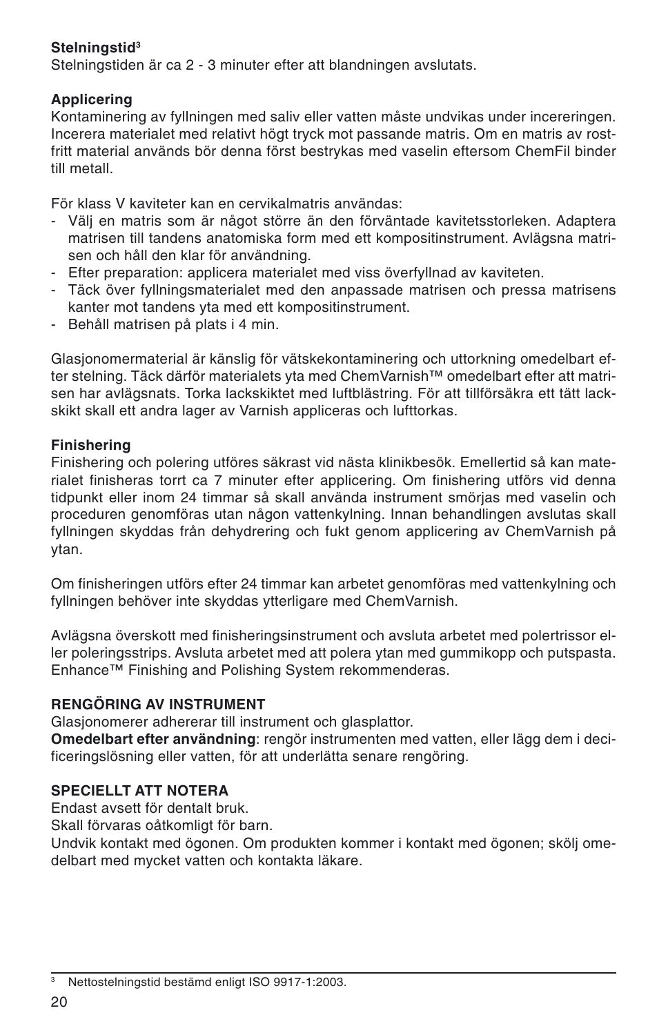**Stelningstid**[3]
Stelningstiden är ca 2 - 3 minuter efter att blandningen avslutats.

**Applicering**
Kontaminering av fyllningen med saliv eller vatten måste undvikas under incereringen. Incerera materialet med relativt högt tryck mot passande matris. Om en matris av rostfritt material används bör denna först bestrykas med vaselin eftersom ChemFil binder till metall.

För klass V kaviteter kan en cervikalmatris användas:

- Välj en matris som är något större än den förväntade kavitetsstorleken. Adaptera matrisen till tandens anatomiska form med ett kompositinstrument. Avlägsna matrisen och håll den klar för användning.
- Efter preparation: applicera materialet med viss överfyllnad av kaviteten.
- Täck över fyllningsmaterialet med den anpassade matrisen och pressa matrisens kanter mot tandens yta med ett kompositinstrument.
- Behåll matrisen på plats i 4 min.

Glasjonomermaterial är känslig för vätskekontaminering och uttorkning omedelbart efter stelning. Täck därför materialets yta med ChemVarnish™ omedelbart efter att matrisen har avlägsnats. Torka lackskiktet med luftblästring. För att tillförsäkra ett tätt lackskikt skall ett andra lager av Varnish appliceras och lufttorkas.

**Finishering**
Finishering och polering utföres säkrast vid nästa klinikbesök. Emellertid så kan materialet finisheras torrt ca 7 minuter efter applicering. Om finishering utförs vid denna tidpunkt eller inom 24 timmar så skall använda instrument smörjas med vaselin och proceduren genomföras utan någon vattenkylning. Innan behandlingen avslutas skall fyllningen skyddas från dehydrering och fukt genom applicering av ChemVarnish på ytan.

Om finisheringen utförs efter 24 timmar kan arbetet genomföras med vattenkylning och fyllningen behöver inte skyddas ytterligare med ChemVarnish.

Avlägsna överskott med finisheringsinstrument och avsluta arbetet med polertrissor eller poleringsstrips. Avsluta arbetet med att polera ytan med gummikopp och putspasta. Enhance™ Finishing and Polishing System rekommenderas.

**RENGÖRING AV INSTRUMENT**
Glasjonomerer adhererar till instrument och glasplattor.
**Omedelbart efter användning**: rengör instrumenten med vatten, eller lägg dem i decificeringslösning eller vatten, för att underlätta senare rengöring.

**SPECIELLT ATT NOTERA**
Endast avsett för dentalt bruk.
Skall förvaras oåtkomligt för barn.
Undvik kontakt med ögonen. Om produkten kommer i kontakt med ögonen; skölj omedelbart med mycket vatten och kontakta läkare.

---

[3] Nettostelningstid bestämd enligt ISO 9917-1:2003.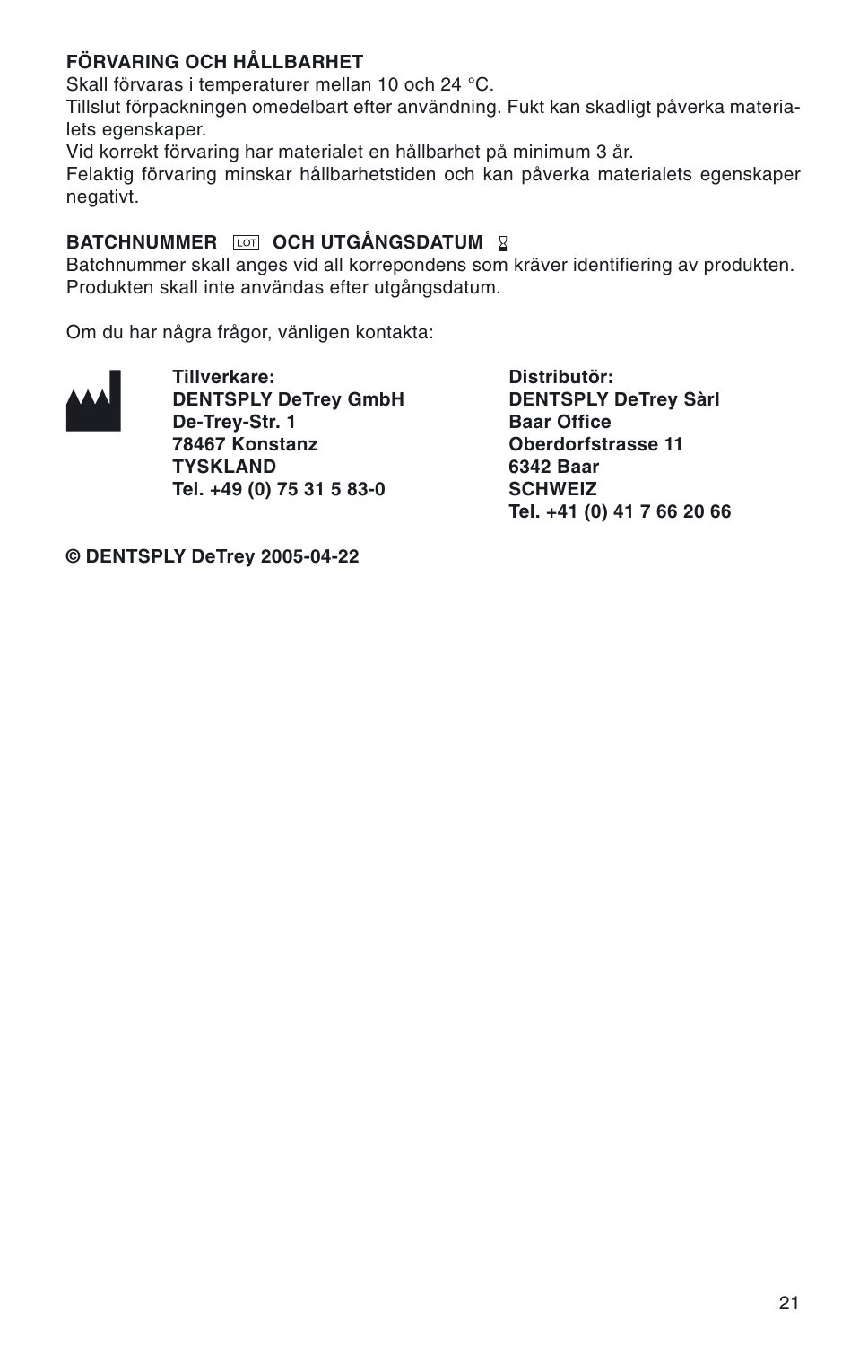**FÖRVARING OCH HÅLLBARHET**

Skall förvaras i temperaturer mellan 10 och 24 °C.
Tillslut förpackningen omedelbart efter användning. Fukt kan skadligt påverka materialets egenskaper.
Vid korrekt förvaring har materialet en hållbarhet på minimum 3 år.
Felaktig förvaring minskar hållbarhetstiden och kan påverka materialets egenskaper negativt.

**BATCHNUMMER LOT OCH UTGÅNGSDATUM**

Batchnummer skall anges vid all korrepondens som kräver identifiering av produkten.
Produkten skall inte användas efter utgångsdatum.

Om du har några frågor, vänligen kontakta:

**Tillverkare:**
**DENTSPLY DeTrey GmbH**
**De-Trey-Str. 1**
**78467 Konstanz**
**TYSKLAND**
**Tel. +49 (0) 75 31 5 83-0**

**Distributör:**
**DENTSPLY DeTrey Sàrl**
**Baar Office**
**Oberdorfstrasse 11**
**6342 Baar**
**SCHWEIZ**
**Tel. +41 (0) 41 7 66 20 66**

**© DENTSPLY DeTrey 2005-04-22**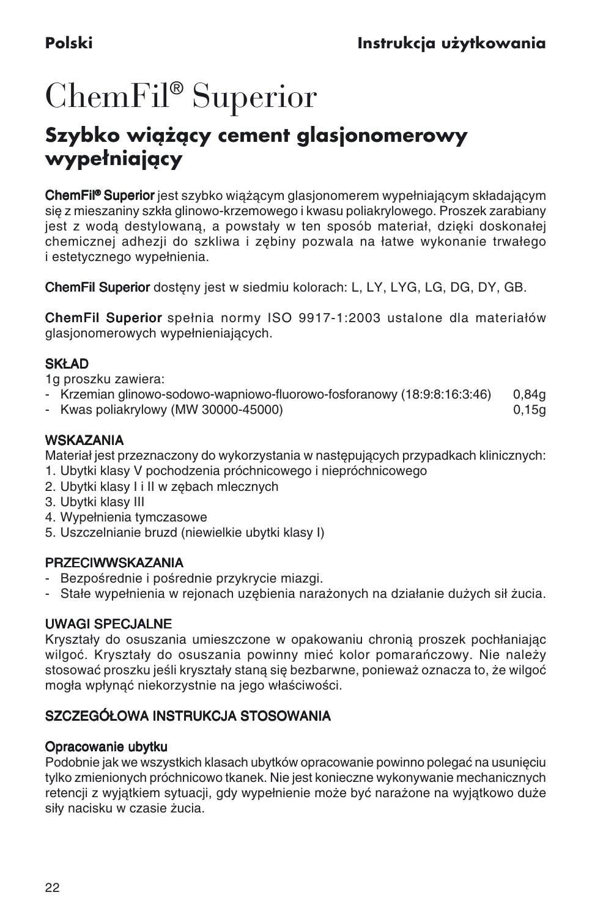**Polski** **Instrukcja użytkowania**

# ChemFil® Superior

## Szybko wiążący cement glasjonomerowy wypełniający

**ChemFil® Superior** jest szybko wiążącym glasjonomerem wypełniającym składającym się z mieszaniny szkła glinowo-krzemowego i kwasu poliakrylowego. Proszek zarabiany jest z wodą destylowaną, a powstały w ten sposób materiał, dzięki doskonałej chemicznej adhezji do szkliwa i zębiny pozwala na łatwe wykonanie trwałego i estetycznego wypełnienia.

**ChemFil Superior** dostęny jest w siedmiu kolorach: L, LY, LYG, LG, DG, DY, GB.

**ChemFil Superior** spełnia normy ISO 9917-1:2003 ustalone dla materiałów glasjonomerowych wypełnieniających.

### SKŁAD

1g proszku zawiera:

- Krzemian glinowo-sodowo-wapniowo-fluorowo-fosforanowy (18:9:8:16:3:46) 0,84g
- Kwas poliakrylowy (MW 30000-45000) 0,15g

### WSKAZANIA

Materiał jest przeznaczony do wykorzystania w następujących przypadkach klinicznych:

1. Ubytki klasy V pochodzenia próchnicowego i niepróchnicowego
2. Ubytki klasy I i II w zębach mlecznych
3. Ubytki klasy III
4. Wypełnienia tymczasowe
5. Uszczelnianie bruzd (niewielkie ubytki klasy I)

### PRZECIWWSKAZANIA

- Bezpośrednie i pośrednie przykrycie miazgi.
- Stałe wypełnienia w rejonach uzębienia narażonych na działanie dużych sił żucia.

### UWAGI SPECJALNE

Kryształy do osuszania umieszczone w opakowaniu chronią proszek pochłaniając wilgoć. Kryształy do osuszania powinny mieć kolor pomarańczowy. Nie należy stosować proszku jeśli kryształy staną się bezbarwne, ponieważ oznacza to, że wilgoć mogła wpłynąć niekorzystnie na jego właściwości.

### SZCZEGÓŁOWA INSTRUKCJA STOSOWANIA

#### Opracowanie ubytku

Podobnie jak we wszystkich klasach ubytków opracowanie powinno polegać na usunięciu tylko zmienionych próchnicowo tkanek. Nie jest konieczne wykonywanie mechanicznych retencji z wyjątkiem sytuacji, gdy wypełnienie może być narażone na wyjątkowo duże siły nacisku w czasie żucia.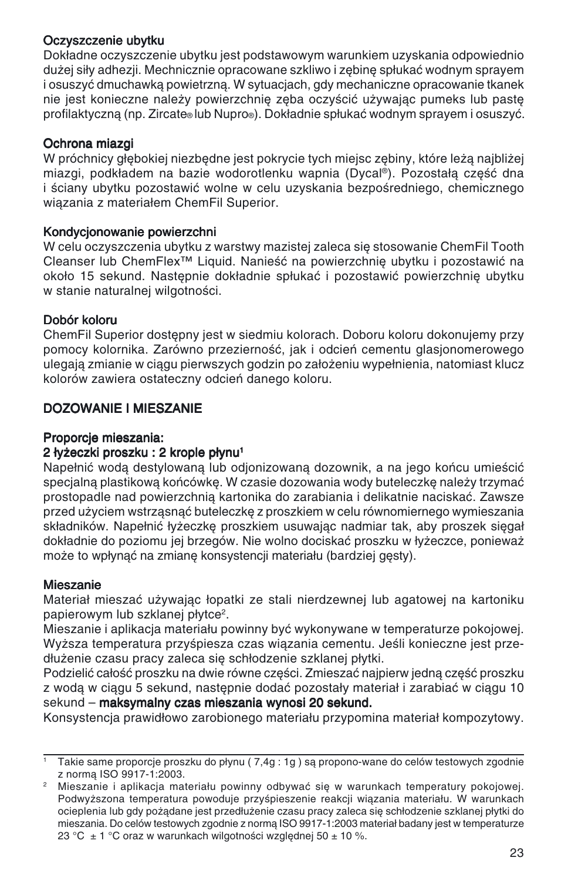**Oczyszczenie ubytku**
Dokładne oczyszczenie ubytku jest podstawowym warunkiem uzyskania odpowiednio dużej siły adhezji. Mechanicznie opracowane szkliwo i zębinę spłukać wodnym sprayem i osuszyć dmuchawką powietrzną. W sytuacjach, gdy mechaniczne opracowanie tkanek nie jest konieczne należy powierzchnię zęba oczyścić używając pumeks lub pastę profilaktyczną (np. Zircate® lub Nupro®). Dokładnie spłukać wodnym sprayem i osuszyć.

**Ochrona miazgi**
W próchnicy głębokiej niezbędne jest pokrycie tych miejsc zębiny, które leżą najbliżej miazgi, podkładem na bazie wodorotlenku wapnia (Dycal®). Pozostałą część dna i ściany ubytku pozostawić wolne w celu uzyskania bezpośredniego, chemicznego wiązania z materiałem ChemFil Superior.

**Kondycjonowanie powierzchni**
W celu oczyszczenia ubytku z warstwy mazistej zaleca się stosowanie ChemFil Tooth Cleanser lub ChemFlex™ Liquid. Nanieść na powierzchnię ubytku i pozostawić na około 15 sekund. Następnie dokładnie spłukać i pozostawić powierzchnię ubytku w stanie naturalnej wilgotności.

**Dobór koloru**
ChemFil Superior dostępny jest w siedmiu kolorach. Doboru koloru dokonujemy przy pomocy kolornika. Zarówno przezierność, jak i odcień cementu glasjonomerowego ulegają zmianie w ciągu pierwszych godzin po założeniu wypełnienia, natomiast klucz kolorów zawiera ostateczny odcień danego koloru.

**DOZOWANIE I MIESZANIE**

**Proporcje mieszania:**
**2 łyżeczki proszku : 2 krople płynu[1]**
Napełnić wodą destylowaną lub odjonizowaną dozownik, a na jego końcu umieścić specjalną plastikową końcówkę. W czasie dozowania wody buteleczkę należy trzymać prostopadle nad powierzchnią kartonika do zarabiania i delikatnie naciskać. Zawsze przed użyciem wstrząsnąć buteleczkę z proszkiem w celu równomiernego wymieszania składników. Napełnić łyżeczkę proszkiem usuwając nadmiar tak, aby proszek sięgał dokładnie do poziomu jej brzegów. Nie wolno dociskać proszku w łyżeczce, ponieważ może to wpłynąć na zmianę konsystencji materiału (bardziej gęsty).

**Mieszanie**
Materiał mieszać używając łopatki ze stali nierdzewnej lub agatowej na kartoniku papierowym lub szklanej płytce[2].
Mieszanie i aplikacja materiału powinny być wykonywane w temperaturze pokojowej. Wyższa temperatura przyśpiesza czas wiązania cementu. Jeśli konieczne jest przedłużenie czasu pracy zaleca się schłodzenie szklanej płytki.
Podzielić całość proszku na dwie równe części. Zmieszać najpierw jedną część proszku z wodą w ciągu 5 sekund, następnie dodać pozostały materiał i zarabiać w ciągu 10 sekund – **maksymalny czas mieszania wynosi 20 sekund.**
Konsystencja prawidłowo zarobionego materiału przypomina materiał kompozytowy.

---

[1] Takie same proporcje proszku do płynu ( 7,4g : 1g ) są propono-wane do celów testowych zgodnie z normą ISO 9917-1:2003.

[2] Mieszanie i aplikacja materiału powinny odbywać się w warunkach temperatury pokojowej. Podwyższona temperatura powoduje przyśpieszenie reakcji wiązania materiału. W warunkach ocieplenia lub gdy pożądane jest przedłużenie czasu pracy zaleca się schłodzenie szklanej płytki do mieszania. Do celów testowych zgodnie z normą ISO 9917-1:2003 materiał badany jest w temperaturze 23 °C ± 1 °C oraz w warunkach wilgotności względnej 50 ± 10 %.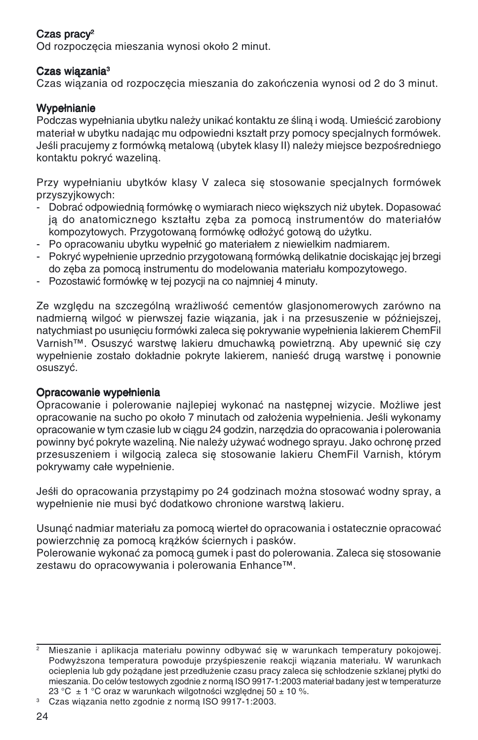**Czas pracy**[2]
Od rozpoczęcia mieszania wynosi około 2 minut.

**Czas wiązania**[3]
Czas wiązania od rozpoczęcia mieszania do zakończenia wynosi od 2 do 3 minut.

**Wypełnianie**
Podczas wypełniania ubytku należy unikać kontaktu ze śliną i wodą. Umieścić zarobiony materiał w ubytku nadając mu odpowiedni kształt przy pomocy specjalnych formówek. Jeśli pracujemy z formówką metalową (ubytek klasy II) należy miejsce bezpośredniego kontaktu pokryć wazeliną.

Przy wypełnianiu ubytków klasy V zaleca się stosowanie specjalnych formówek przyszyjkowych:

- Dobrać odpowiednią formówkę o wymiarach nieco większych niż ubytek. Dopasować ją do anatomicznego kształtu zęba za pomocą instrumentów do materiałów kompozytowych. Przygotowaną formówkę odłożyć gotową do użytku.
- Po opracowaniu ubytku wypełnić go materiałem z niewielkim nadmiarem.
- Pokryć wypełnienie uprzednio przygotowaną formówką delikatnie dociskając jej brzegi do zęba za pomocą instrumentu do modelowania materiału kompozytowego.
- Pozostawić formówkę w tej pozycji na co najmniej 4 minuty.

Ze względu na szczególną wrażliwość cementów glasjonomerowych zarówno na nadmierną wilgoć w pierwszej fazie wiązania, jak i na przesuszenie w późniejszej, natychmiast po usunięciu formówki zaleca się pokrywanie wypełnienia lakierem ChemFil Varnish™. Osuszyć warstwę lakieru dmuchawką powietrzną. Aby upewnić się czy wypełnienie zostało dokładnie pokryte lakierem, nanieść drugą warstwę i ponownie osuszyć.

**Opracowanie wypełnienia**
Opracowanie i polerowanie najlepiej wykonać na następnej wizycie. Możliwe jest opracowanie na sucho po około 7 minutach od założenia wypełnienia. Jeśli wykonamy opracowanie w tym czasie lub w ciągu 24 godzin, narzędzia do opracowania i polerowania powinny być pokryte wazeliną. Nie należy używać wodnego sprayu. Jako ochronę przed przesuszeniem i wilgocią zaleca się stosowanie lakieru ChemFil Varnish, którym pokrywamy całe wypełnienie.

Jeśli do opracowania przystąpimy po 24 godzinach można stosować wodny spray, a wypełnienie nie musi być dodatkowo chronione warstwą lakieru.

Usunąć nadmiar materiału za pomocą wierteł do opracowania i ostatecznie opracować powierzchnię za pomocą krążków ściernych i pasków.
Polerowanie wykonać za pomocą gumek i past do polerowania. Zaleca się stosowanie zestawu do opracowywania i polerowania Enhance™.

---

[2] Mieszanie i aplikacja materiału powinny odbywać się w warunkach temperatury pokojowej. Podwyższona temperatura powoduje przyśpieszenie reakcji wiązania materiału. W warunkach ocieplenia lub gdy pożądane jest przedłużenie czasu pracy zaleca się schłodzenie szklanej płytki do mieszania. Do celów testowych zgodnie z normą ISO 9917-1:2003 materiał badany jest w temperaturze 23 °C ± 1 °C oraz w warunkach wilgotności względnej 50 ± 10 %.

[3] Czas wiązania netto zgodnie z normą ISO 9917-1:2003.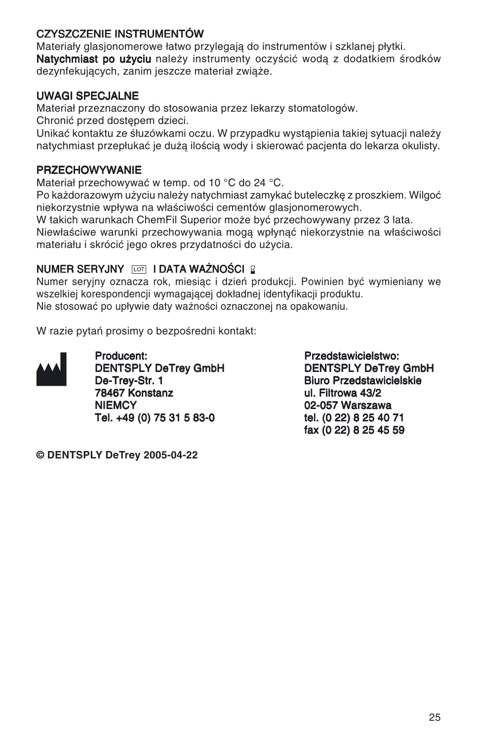## CZYSZCZENIE INSTRUMENTÓW

Materiały glasjonomerowe łatwo przylegają do instrumentów i szklanej płytki.
**Natychmiast po użyciu** należy instrumenty oczyścić wodą z dodatkiem środków dezynfekujących, zanim jeszcze materiał zwiąże.

## UWAGI SPECJALNE

Materiał przeznaczony do stosowania przez lekarzy stomatologów.
Chronić przed dostępem dzieci.
Unikać kontaktu ze śluzówkami oczu. W przypadku wystąpienia takiej sytuacji należy natychmiast przepłukać je dużą ilością wody i skierować pacjenta do lekarza okulisty.

## PRZECHOWYWANIE

Materiał przechowywać w temp. od 10 °C do 24 °C.
Po każdorazowym użyciu należy natychmiast zamykać buteleczkę z proszkiem. Wilgoć niekorzystnie wpływa na właściwości cementów glasjonomerowych.
W takich warunkach ChemFil Superior może być przechowywany przez 3 lata.
Niewłaściwe warunki przechowywania mogą wpłynąć niekorzystnie na właściwości materiału i skrócić jego okres przydatności do użycia.

## NUMER SERYJNY LOT I DATA WAŻNOŚCI

Numer seryjny oznacza rok, miesiąc i dzień produkcji. Powinien być wymieniany we wszelkiej korespondencji wymagającej dokładnej identyfikacji produktu.
Nie stosować po upływie daty ważności oznaczonej na opakowaniu.

W razie pytań prosimy o bezpośredni kontakt:

**Producent:**
**DENTSPLY DeTrey GmbH**
**De-Trey-Str. 1**
**78467 Konstanz**
**NIEMCY**
**Tel. +49 (0) 75 31 5 83-0**

**Przedstawicielstwo:**
**DENTSPLY DeTrey GmbH**
**Biuro Przedstawicielskie**
**ul. Filtrowa 43/2**
**02-057 Warszawa**
**tel. (0 22) 8 25 40 71**
**fax (0 22) 8 25 45 59**

**© DENTSPLY DeTrey 2005-04-22**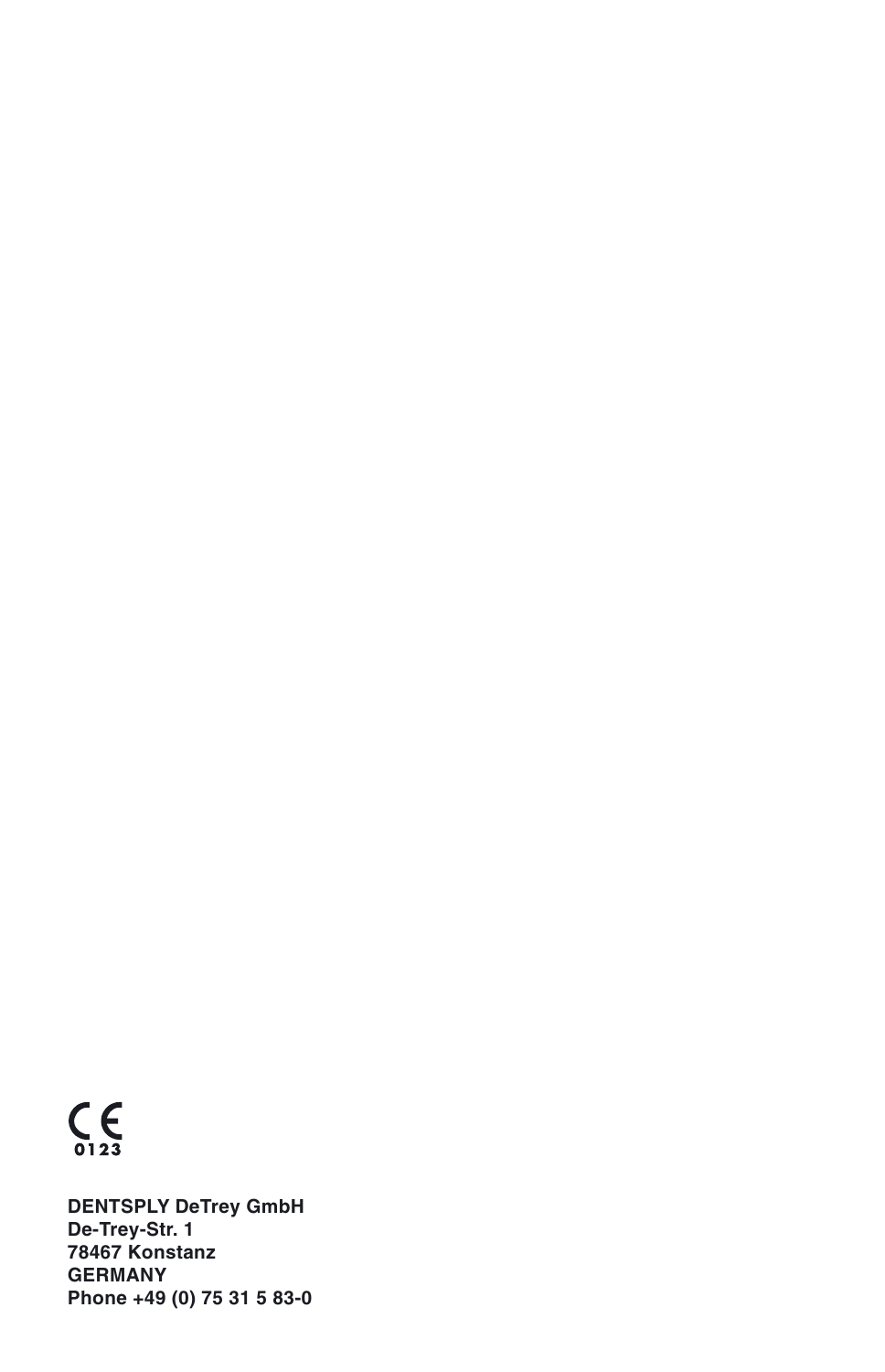CE
0123

**DENTSPLY DeTrey GmbH**
**De-Trey-Str. 1**
**78467 Konstanz**
**GERMANY**
**Phone +49 (0) 75 31 5 83-0**